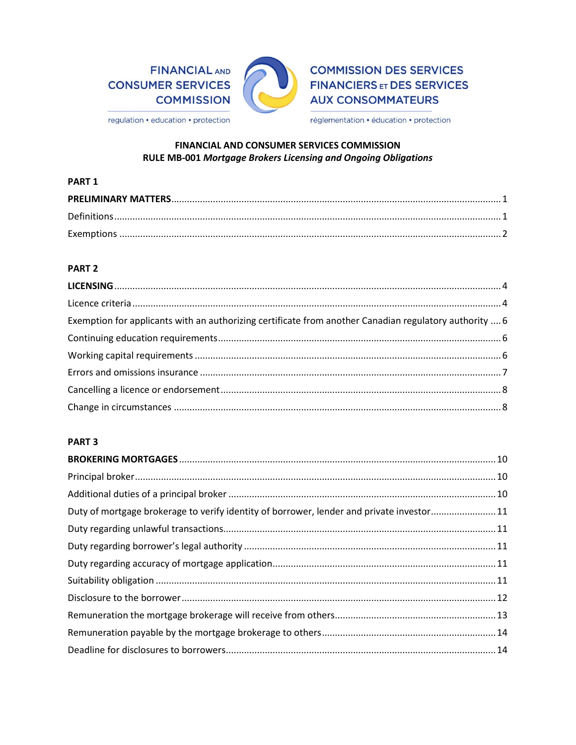FINANCIAL AND CONSUMER SERVICES COMMISSION

regulation • education • protection

COMMISSION DES SERVICES FINANCIERS ET DES SERVICES AUX CONSOMMATEURS

réglementation • éducation • protection

**FINANCIAL AND CONSUMER SERVICES COMMISSION**
**RULE MB-001** ***Mortgage Brokers Licensing and Ongoing Obligations***

**PART 1**

**PRELIMINARY MATTERS** .......... 1

Definitions .......... 1

Exemptions .......... 2

**PART 2**

**LICENSING** .......... 4

Licence criteria .......... 4

Exemption for applicants with an authorizing certificate from another Canadian regulatory authority .......... 6

Continuing education requirements .......... 6

Working capital requirements .......... 6

Errors and omissions insurance .......... 7

Cancelling a licence or endorsement .......... 8

Change in circumstances .......... 8

**PART 3**

**BROKERING MORTGAGES** .......... 10

Principal broker .......... 10

Additional duties of a principal broker .......... 10

Duty of mortgage brokerage to verify identity of borrower, lender and private investor .......... 11

Duty regarding unlawful transactions .......... 11

Duty regarding borrower's legal authority .......... 11

Duty regarding accuracy of mortgage application .......... 11

Suitability obligation .......... 11

Disclosure to the borrower .......... 12

Remuneration the mortgage brokerage will receive from others .......... 13

Remuneration payable by the mortgage brokerage to others .......... 14

Deadline for disclosures to borrowers .......... 14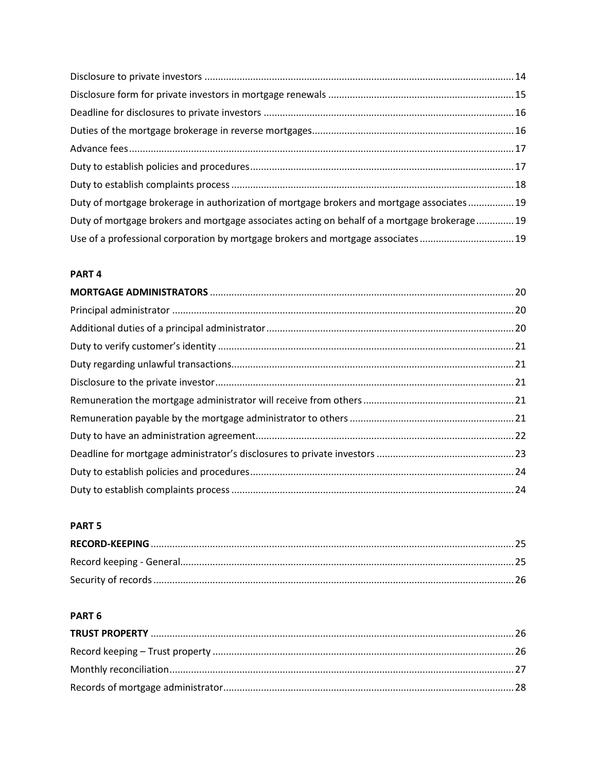Disclosure to private investors ........................................................................................................ 14
Disclosure form for private investors in mortgage renewals .................................................................... 15
Deadline for disclosures to private investors ................................................................................ 16
Duties of the mortgage brokerage in reverse mortgages.......................................................................... 16
Advance fees............................................................................................................................. 17
Duty to establish policies and procedures................................................................................... 17
Duty to establish complaints process ............................................................................................. 18
Duty of mortgage brokerage in authorization of mortgage brokers and mortgage associates ................ 19
Duty of mortgage brokers and mortgage associates acting on behalf of a mortgage brokerage............. 19
Use of a professional corporation by mortgage brokers and mortgage associates .................................. 19

**PART 4**

**MORTGAGE ADMINISTRATORS** ................................................................................................ 20
Principal administrator ............................................................................................................... 20
Additional duties of a principal administrator................................................................................ 20
Duty to verify customer's identity ................................................................................................. 21
Duty regarding unlawful transactions............................................................................................ 21
Disclosure to the private investor.................................................................................................. 21
Remuneration the mortgage administrator will receive from others ........................................................ 21
Remuneration payable by the mortgage administrator to others ............................................................ 21
Duty to have an administration agreement..................................................................................... 22
Deadline for mortgage administrator's disclosures to private investors .................................................. 23
Duty to establish policies and procedures..................................................................................... 24
Duty to establish complaints process ............................................................................................ 24

**PART 5**

**RECORD-KEEPING** ...................................................................................................................... 25
Record keeping - General.............................................................................................................. 25
Security of records ........................................................................................................................ 26

**PART 6**

**TRUST PROPERTY** ....................................................................................................................... 26
Record keeping – Trust property ................................................................................................... 26
Monthly reconciliation.................................................................................................................. 27
Records of mortgage administrator................................................................................................ 28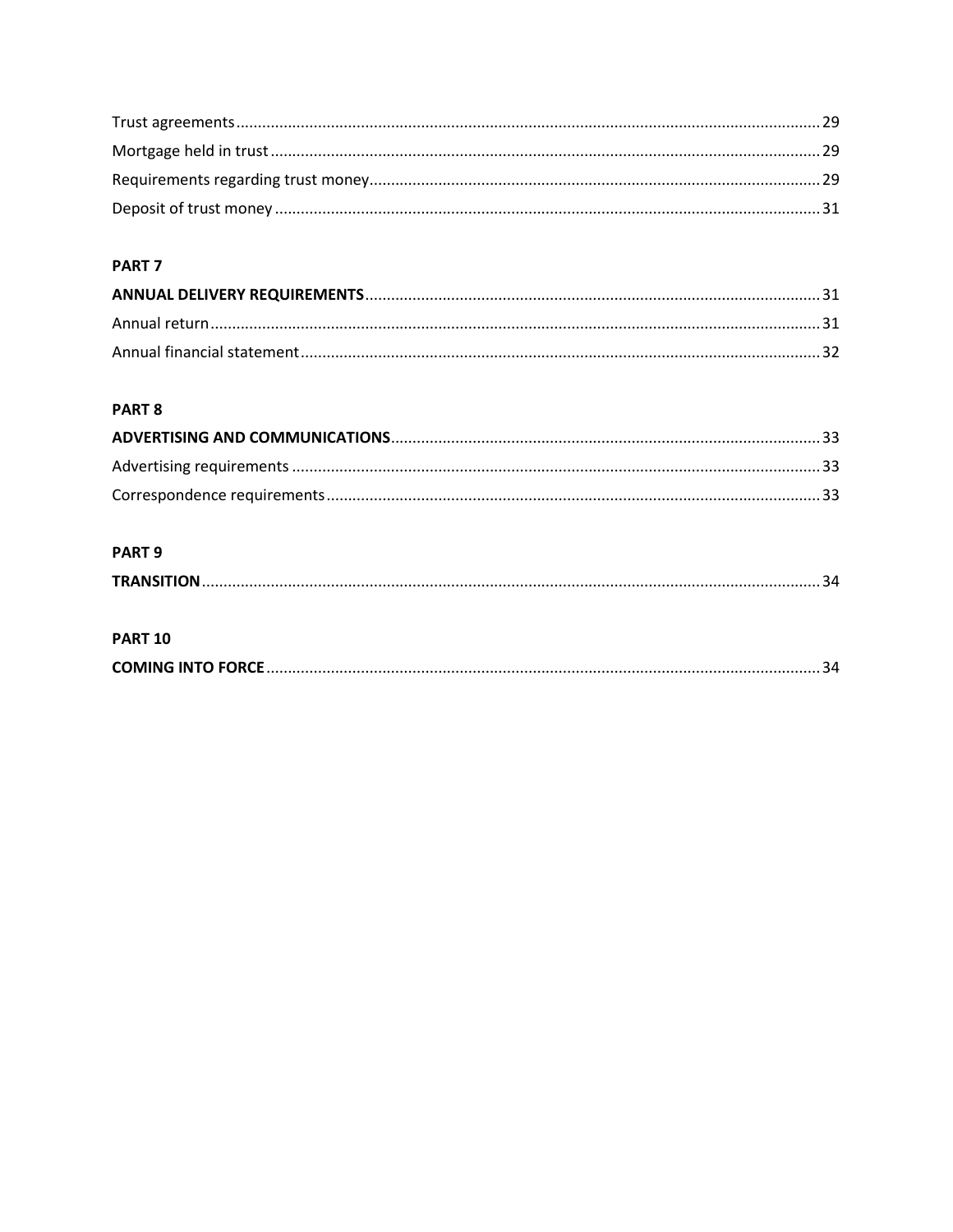Trust agreements ........................................................................................................................ 29
Mortgage held in trust ................................................................................................................ 29
Requirements regarding trust money.......................................................................................... 29
Deposit of trust money ............................................................................................................... 31

**PART 7**

**ANNUAL DELIVERY REQUIREMENTS** ........................................................................................... 31
Annual return ............................................................................................................................... 31
Annual financial statement ......................................................................................................... 32

**PART 8**

**ADVERTISING AND COMMUNICATIONS** ..................................................................................... 33
Advertising requirements ............................................................................................................ 33
Correspondence requirements .................................................................................................... 33

**PART 9**

**TRANSITION** ................................................................................................................................ 34

**PART 10**

**COMING INTO FORCE** ................................................................................................................. 34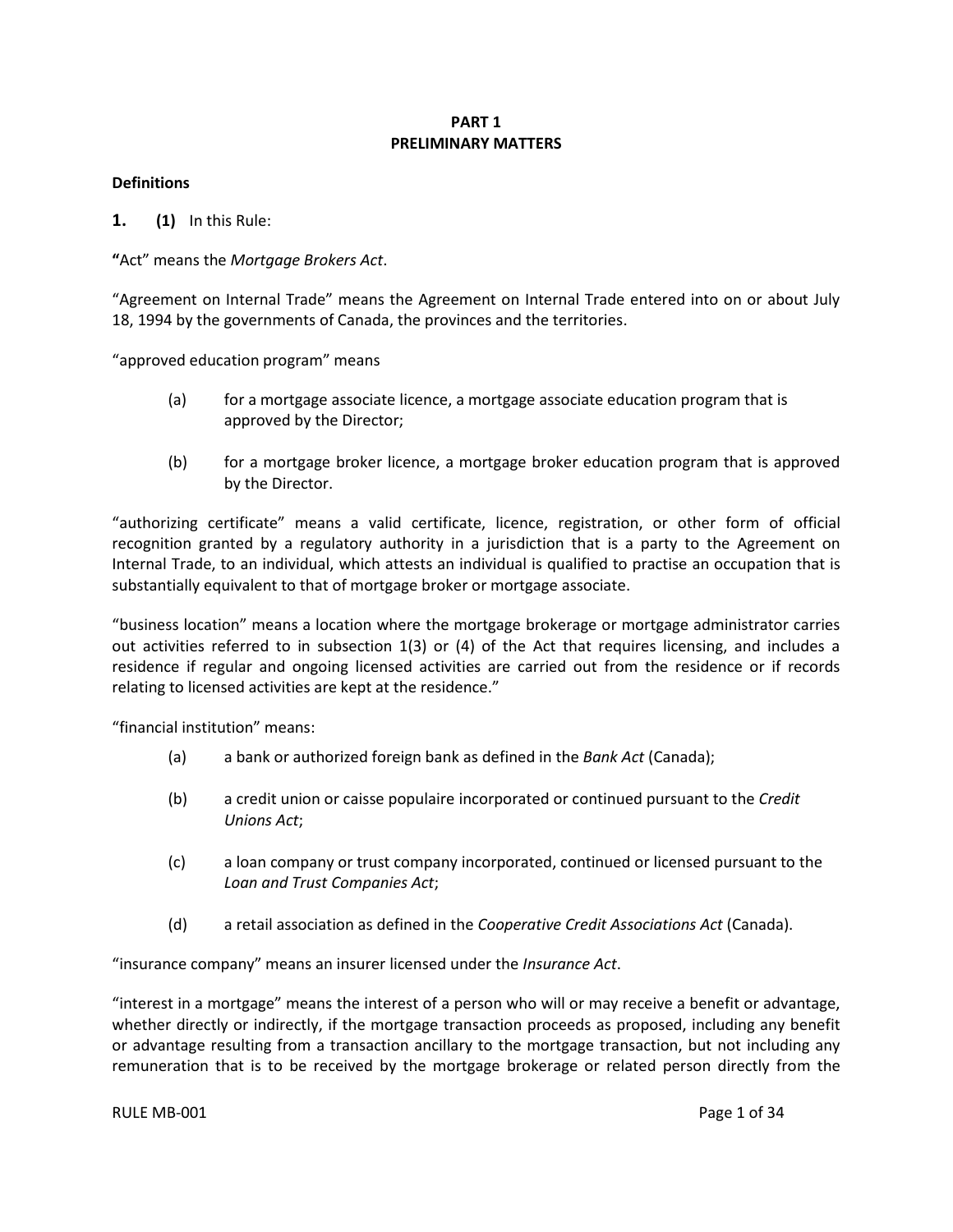# PART 1
# PRELIMINARY MATTERS

**Definitions**

**1.** **(1)** In this Rule:

**"**Act" means the *Mortgage Brokers Act*.

"Agreement on Internal Trade" means the Agreement on Internal Trade entered into on or about July 18, 1994 by the governments of Canada, the provinces and the territories.

"approved education program" means

(a) for a mortgage associate licence, a mortgage associate education program that is approved by the Director;

(b) for a mortgage broker licence, a mortgage broker education program that is approved by the Director.

"authorizing certificate" means a valid certificate, licence, registration, or other form of official recognition granted by a regulatory authority in a jurisdiction that is a party to the Agreement on Internal Trade, to an individual, which attests an individual is qualified to practise an occupation that is substantially equivalent to that of mortgage broker or mortgage associate.

"business location" means a location where the mortgage brokerage or mortgage administrator carries out activities referred to in subsection 1(3) or (4) of the Act that requires licensing, and includes a residence if regular and ongoing licensed activities are carried out from the residence or if records relating to licensed activities are kept at the residence."

"financial institution" means:

(a) a bank or authorized foreign bank as defined in the *Bank Act* (Canada);

(b) a credit union or caisse populaire incorporated or continued pursuant to the *Credit Unions Act*;

(c) a loan company or trust company incorporated, continued or licensed pursuant to the *Loan and Trust Companies Act*;

(d) a retail association as defined in the *Cooperative Credit Associations Act* (Canada).

"insurance company" means an insurer licensed under the *Insurance Act*.

"interest in a mortgage" means the interest of a person who will or may receive a benefit or advantage, whether directly or indirectly, if the mortgage transaction proceeds as proposed, including any benefit or advantage resulting from a transaction ancillary to the mortgage transaction, but not including any remuneration that is to be received by the mortgage brokerage or related person directly from the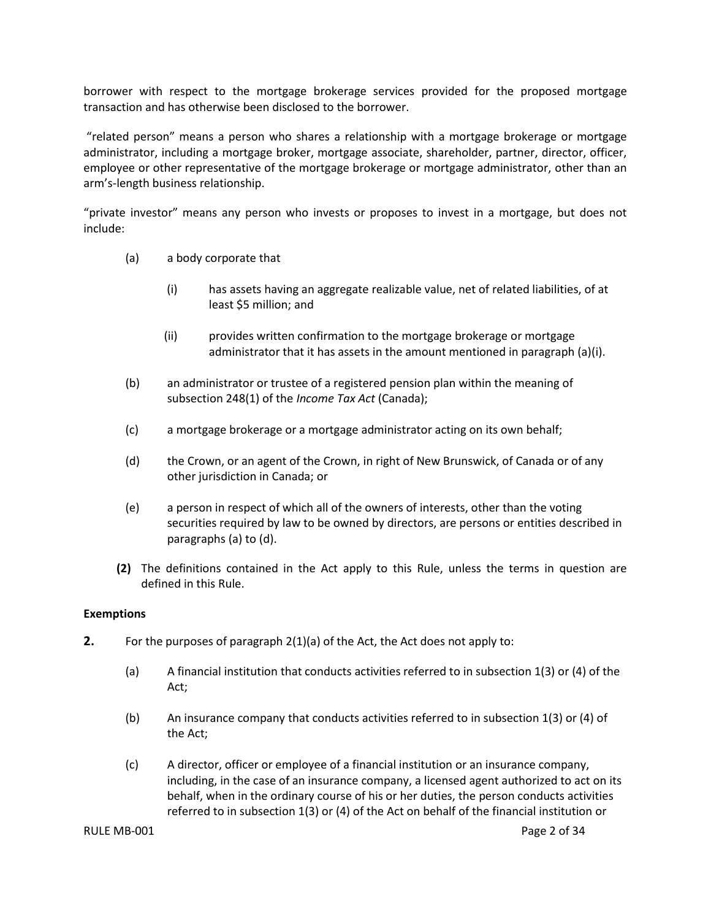borrower with respect to the mortgage brokerage services provided for the proposed mortgage transaction and has otherwise been disclosed to the borrower.

"related person" means a person who shares a relationship with a mortgage brokerage or mortgage administrator, including a mortgage broker, mortgage associate, shareholder, partner, director, officer, employee or other representative of the mortgage brokerage or mortgage administrator, other than an arm's-length business relationship.

"private investor" means any person who invests or proposes to invest in a mortgage, but does not include:

(a) a body corporate that

  (i) has assets having an aggregate realizable value, net of related liabilities, of at least $5 million; and

  (ii) provides written confirmation to the mortgage brokerage or mortgage administrator that it has assets in the amount mentioned in paragraph (a)(i).

(b) an administrator or trustee of a registered pension plan within the meaning of subsection 248(1) of the *Income Tax Act* (Canada);

(c) a mortgage brokerage or a mortgage administrator acting on its own behalf;

(d) the Crown, or an agent of the Crown, in right of New Brunswick, of Canada or of any other jurisdiction in Canada; or

(e) a person in respect of which all of the owners of interests, other than the voting securities required by law to be owned by directors, are persons or entities described in paragraphs (a) to (d).

**(2)** The definitions contained in the Act apply to this Rule, unless the terms in question are defined in this Rule.

**Exemptions**

**2.** For the purposes of paragraph 2(1)(a) of the Act, the Act does not apply to:

(a) A financial institution that conducts activities referred to in subsection 1(3) or (4) of the Act;

(b) An insurance company that conducts activities referred to in subsection 1(3) or (4) of the Act;

(c) A director, officer or employee of a financial institution or an insurance company, including, in the case of an insurance company, a licensed agent authorized to act on its behalf, when in the ordinary course of his or her duties, the person conducts activities referred to in subsection 1(3) or (4) of the Act on behalf of the financial institution or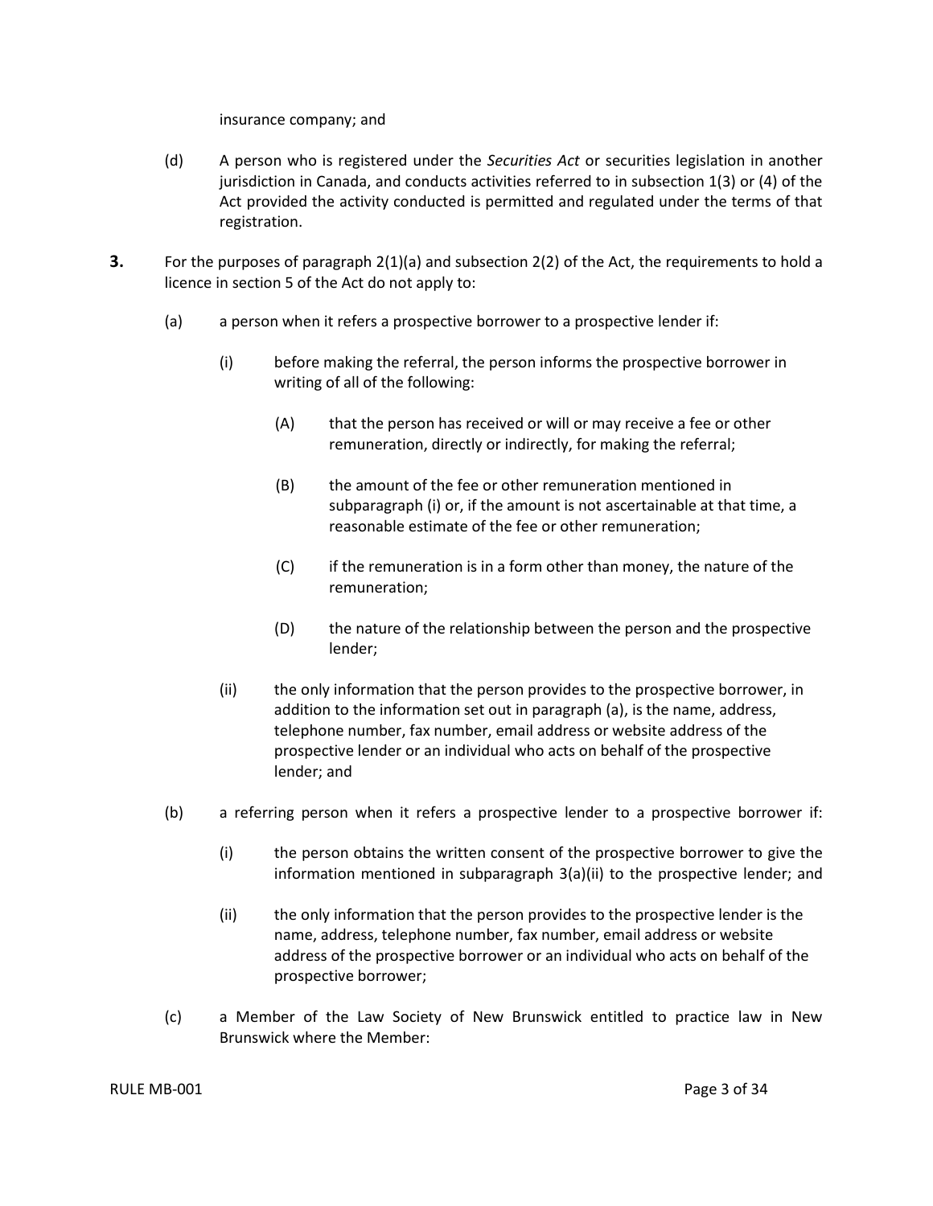insurance company; and

(d) A person who is registered under the *Securities Act* or securities legislation in another jurisdiction in Canada, and conducts activities referred to in subsection 1(3) or (4) of the Act provided the activity conducted is permitted and regulated under the terms of that registration.

**3.** For the purposes of paragraph 2(1)(a) and subsection 2(2) of the Act, the requirements to hold a licence in section 5 of the Act do not apply to:

(a) a person when it refers a prospective borrower to a prospective lender if:

(i) before making the referral, the person informs the prospective borrower in writing of all of the following:

(A) that the person has received or will or may receive a fee or other remuneration, directly or indirectly, for making the referral;

(B) the amount of the fee or other remuneration mentioned in subparagraph (i) or, if the amount is not ascertainable at that time, a reasonable estimate of the fee or other remuneration;

(C) if the remuneration is in a form other than money, the nature of the remuneration;

(D) the nature of the relationship between the person and the prospective lender;

(ii) the only information that the person provides to the prospective borrower, in addition to the information set out in paragraph (a), is the name, address, telephone number, fax number, email address or website address of the prospective lender or an individual who acts on behalf of the prospective lender; and

(b) a referring person when it refers a prospective lender to a prospective borrower if:

(i) the person obtains the written consent of the prospective borrower to give the information mentioned in subparagraph 3(a)(ii) to the prospective lender; and

(ii) the only information that the person provides to the prospective lender is the name, address, telephone number, fax number, email address or website address of the prospective borrower or an individual who acts on behalf of the prospective borrower;

(c) a Member of the Law Society of New Brunswick entitled to practice law in New Brunswick where the Member: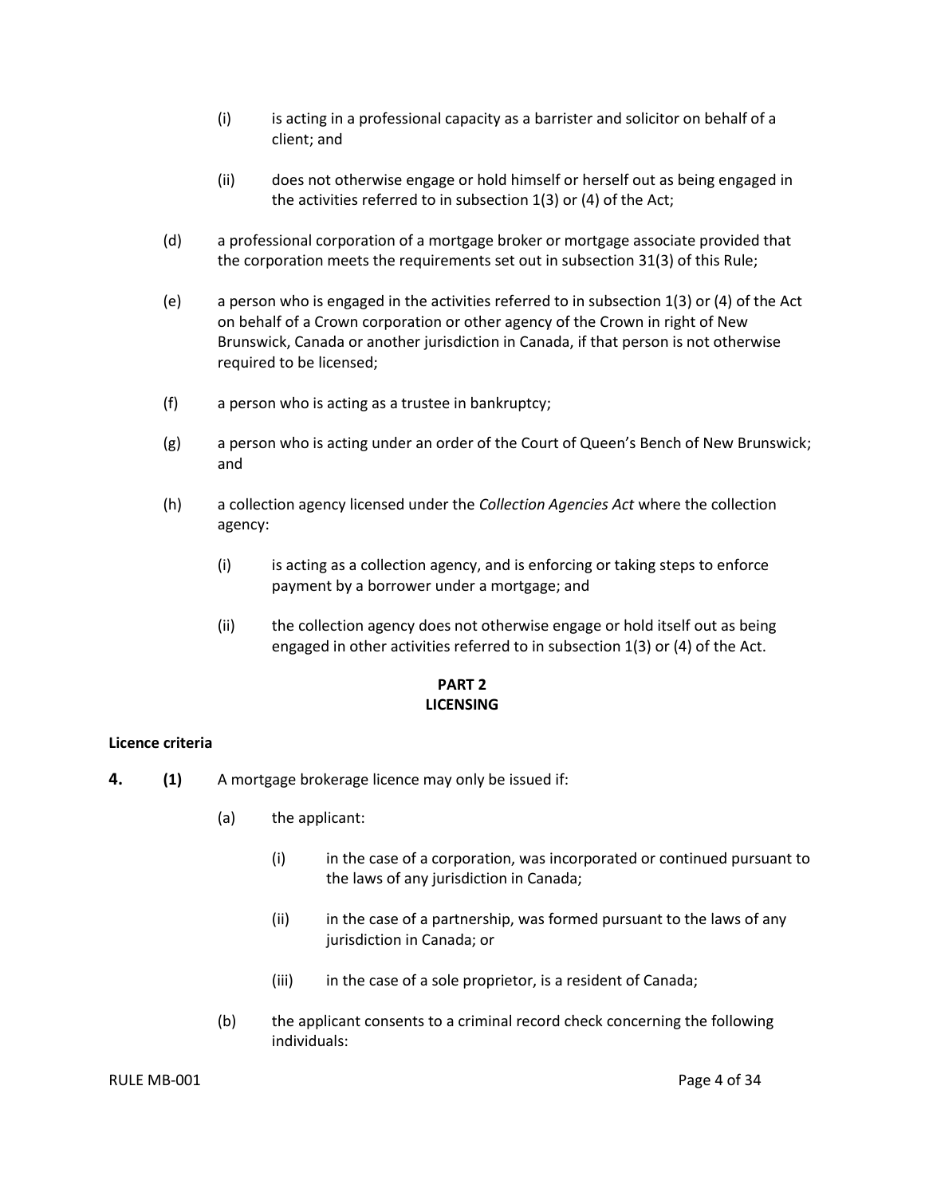(i) is acting in a professional capacity as a barrister and solicitor on behalf of a client; and

(ii) does not otherwise engage or hold himself or herself out as being engaged in the activities referred to in subsection 1(3) or (4) of the Act;

(d) a professional corporation of a mortgage broker or mortgage associate provided that the corporation meets the requirements set out in subsection 31(3) of this Rule;

(e) a person who is engaged in the activities referred to in subsection 1(3) or (4) of the Act on behalf of a Crown corporation or other agency of the Crown in right of New Brunswick, Canada or another jurisdiction in Canada, if that person is not otherwise required to be licensed;

(f) a person who is acting as a trustee in bankruptcy;

(g) a person who is acting under an order of the Court of Queen's Bench of New Brunswick; and

(h) a collection agency licensed under the *Collection Agencies Act* where the collection agency:

(i) is acting as a collection agency, and is enforcing or taking steps to enforce payment by a borrower under a mortgage; and

(ii) the collection agency does not otherwise engage or hold itself out as being engaged in other activities referred to in subsection 1(3) or (4) of the Act.

## PART 2
## LICENSING

**Licence criteria**

**4.** **(1)** A mortgage brokerage licence may only be issued if:

(a) the applicant:

(i) in the case of a corporation, was incorporated or continued pursuant to the laws of any jurisdiction in Canada;

(ii) in the case of a partnership, was formed pursuant to the laws of any jurisdiction in Canada; or

(iii) in the case of a sole proprietor, is a resident of Canada;

(b) the applicant consents to a criminal record check concerning the following individuals: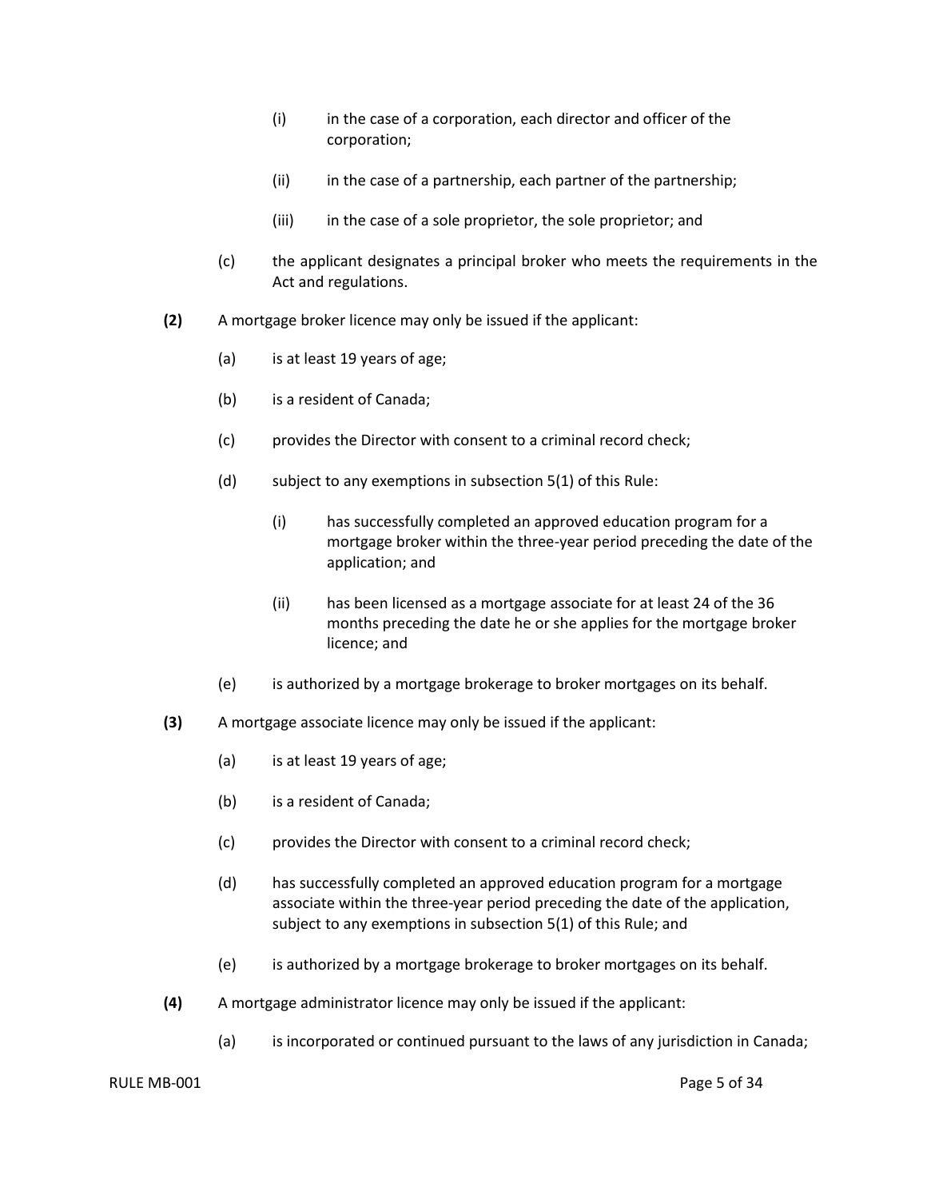- (i) in the case of a corporation, each director and officer of the corporation;
- (ii) in the case of a partnership, each partner of the partnership;
- (iii) in the case of a sole proprietor, the sole proprietor; and

(c) the applicant designates a principal broker who meets the requirements in the Act and regulations.

**(2)** A mortgage broker licence may only be issued if the applicant:

(a) is at least 19 years of age;

(b) is a resident of Canada;

(c) provides the Director with consent to a criminal record check;

(d) subject to any exemptions in subsection 5(1) of this Rule:

- (i) has successfully completed an approved education program for a mortgage broker within the three-year period preceding the date of the application; and
- (ii) has been licensed as a mortgage associate for at least 24 of the 36 months preceding the date he or she applies for the mortgage broker licence; and

(e) is authorized by a mortgage brokerage to broker mortgages on its behalf.

**(3)** A mortgage associate licence may only be issued if the applicant:

(a) is at least 19 years of age;

(b) is a resident of Canada;

(c) provides the Director with consent to a criminal record check;

(d) has successfully completed an approved education program for a mortgage associate within the three-year period preceding the date of the application, subject to any exemptions in subsection 5(1) of this Rule; and

(e) is authorized by a mortgage brokerage to broker mortgages on its behalf.

**(4)** A mortgage administrator licence may only be issued if the applicant:

(a) is incorporated or continued pursuant to the laws of any jurisdiction in Canada;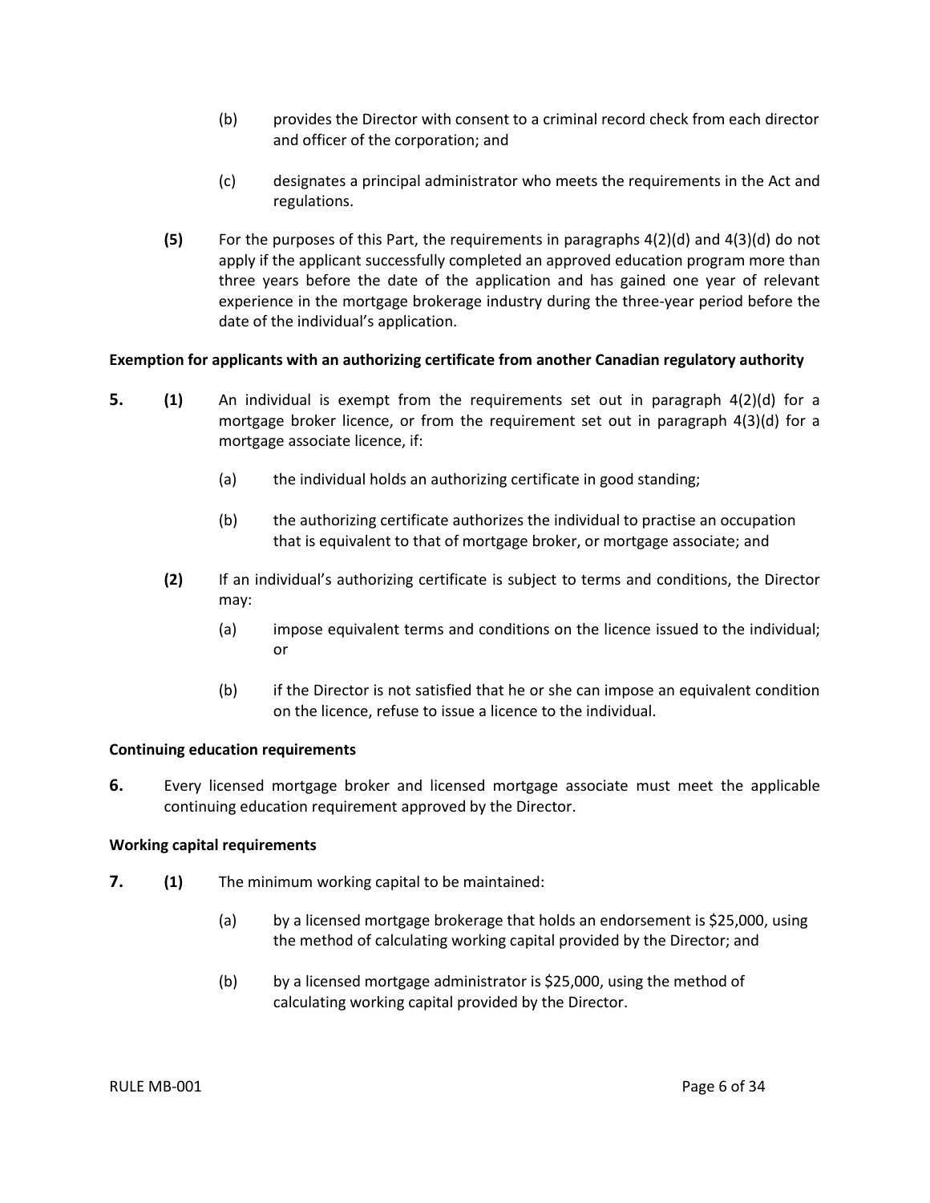(b) provides the Director with consent to a criminal record check from each director and officer of the corporation; and

(c) designates a principal administrator who meets the requirements in the Act and regulations.

**(5)** For the purposes of this Part, the requirements in paragraphs 4(2)(d) and 4(3)(d) do not apply if the applicant successfully completed an approved education program more than three years before the date of the application and has gained one year of relevant experience in the mortgage brokerage industry during the three-year period before the date of the individual's application.

**Exemption for applicants with an authorizing certificate from another Canadian regulatory authority**

**5.** **(1)** An individual is exempt from the requirements set out in paragraph 4(2)(d) for a mortgage broker licence, or from the requirement set out in paragraph 4(3)(d) for a mortgage associate licence, if:

(a) the individual holds an authorizing certificate in good standing;

(b) the authorizing certificate authorizes the individual to practise an occupation that is equivalent to that of mortgage broker, or mortgage associate; and

**(2)** If an individual's authorizing certificate is subject to terms and conditions, the Director may:

(a) impose equivalent terms and conditions on the licence issued to the individual; or

(b) if the Director is not satisfied that he or she can impose an equivalent condition on the licence, refuse to issue a licence to the individual.

**Continuing education requirements**

**6.** Every licensed mortgage broker and licensed mortgage associate must meet the applicable continuing education requirement approved by the Director.

**Working capital requirements**

**7.** **(1)** The minimum working capital to be maintained:

(a) by a licensed mortgage brokerage that holds an endorsement is $25,000, using the method of calculating working capital provided by the Director; and

(b) by a licensed mortgage administrator is $25,000, using the method of calculating working capital provided by the Director.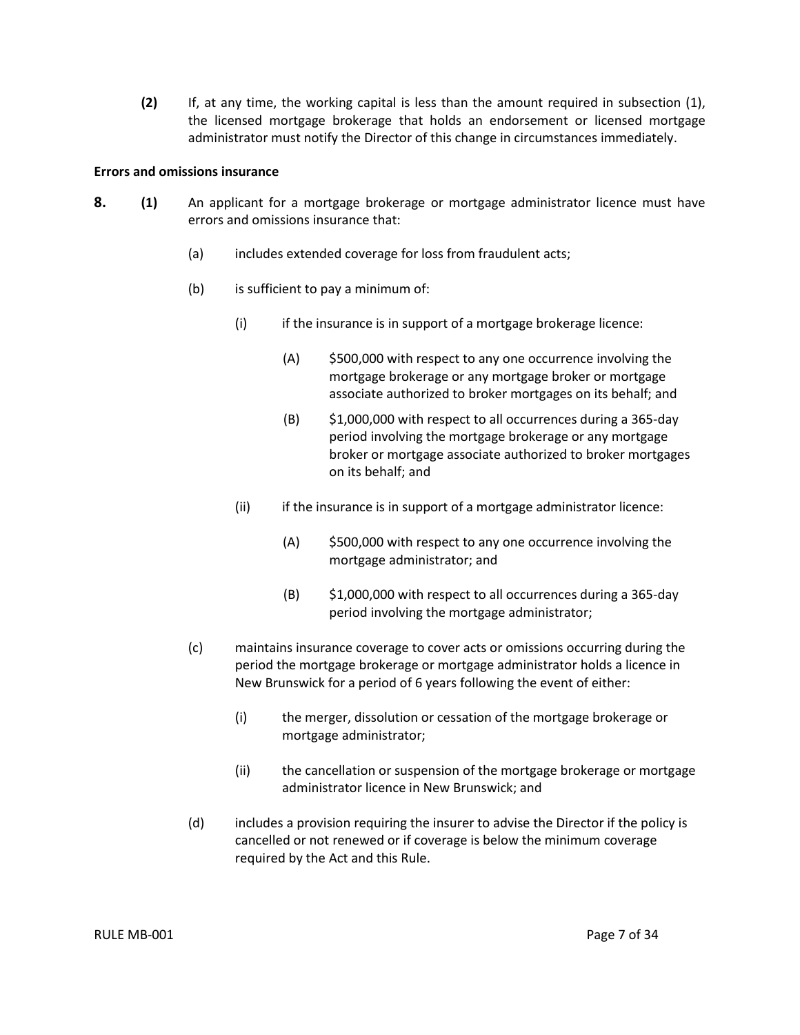**(2)** If, at any time, the working capital is less than the amount required in subsection (1), the licensed mortgage brokerage that holds an endorsement or licensed mortgage administrator must notify the Director of this change in circumstances immediately.

**Errors and omissions insurance**

**8.** **(1)** An applicant for a mortgage brokerage or mortgage administrator licence must have errors and omissions insurance that:

(a) includes extended coverage for loss from fraudulent acts;

(b) is sufficient to pay a minimum of:

(i) if the insurance is in support of a mortgage brokerage licence:

(A) $500,000 with respect to any one occurrence involving the mortgage brokerage or any mortgage broker or mortgage associate authorized to broker mortgages on its behalf; and

(B) $1,000,000 with respect to all occurrences during a 365-day period involving the mortgage brokerage or any mortgage broker or mortgage associate authorized to broker mortgages on its behalf; and

(ii) if the insurance is in support of a mortgage administrator licence:

(A) $500,000 with respect to any one occurrence involving the mortgage administrator; and

(B) $1,000,000 with respect to all occurrences during a 365-day period involving the mortgage administrator;

(c) maintains insurance coverage to cover acts or omissions occurring during the period the mortgage brokerage or mortgage administrator holds a licence in New Brunswick for a period of 6 years following the event of either:

(i) the merger, dissolution or cessation of the mortgage brokerage or mortgage administrator;

(ii) the cancellation or suspension of the mortgage brokerage or mortgage administrator licence in New Brunswick; and

(d) includes a provision requiring the insurer to advise the Director if the policy is cancelled or not renewed or if coverage is below the minimum coverage required by the Act and this Rule.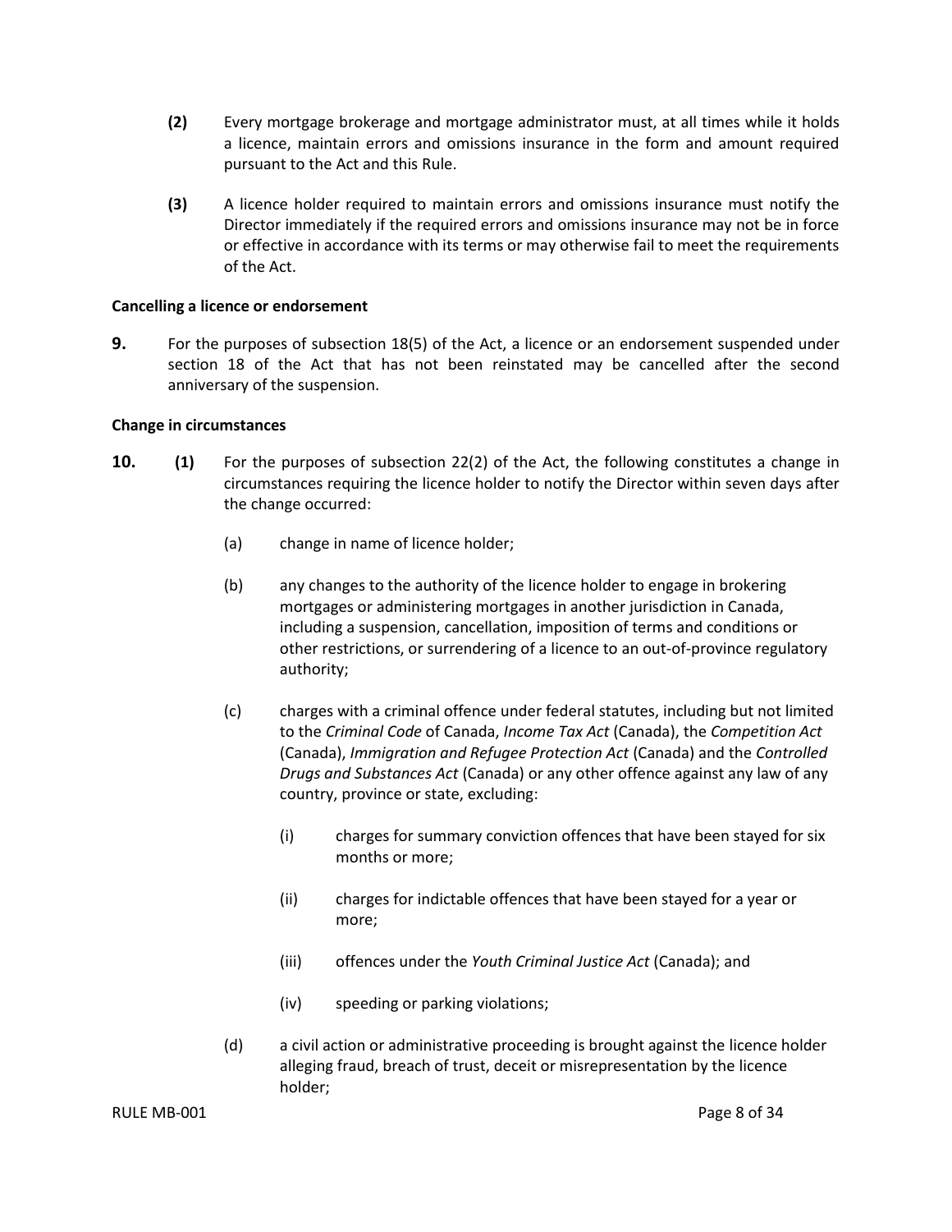**(2)** Every mortgage brokerage and mortgage administrator must, at all times while it holds a licence, maintain errors and omissions insurance in the form and amount required pursuant to the Act and this Rule.

**(3)** A licence holder required to maintain errors and omissions insurance must notify the Director immediately if the required errors and omissions insurance may not be in force or effective in accordance with its terms or may otherwise fail to meet the requirements of the Act.

**Cancelling a licence or endorsement**

**9.** For the purposes of subsection 18(5) of the Act, a licence or an endorsement suspended under section 18 of the Act that has not been reinstated may be cancelled after the second anniversary of the suspension.

**Change in circumstances**

**10. (1)** For the purposes of subsection 22(2) of the Act, the following constitutes a change in circumstances requiring the licence holder to notify the Director within seven days after the change occurred:

(a) change in name of licence holder;

(b) any changes to the authority of the licence holder to engage in brokering mortgages or administering mortgages in another jurisdiction in Canada, including a suspension, cancellation, imposition of terms and conditions or other restrictions, or surrendering of a licence to an out-of-province regulatory authority;

(c) charges with a criminal offence under federal statutes, including but not limited to the *Criminal Code* of Canada, *Income Tax Act* (Canada), the *Competition Act* (Canada), *Immigration and Refugee Protection Act* (Canada) and the *Controlled Drugs and Substances Act* (Canada) or any other offence against any law of any country, province or state, excluding:

(i) charges for summary conviction offences that have been stayed for six months or more;

(ii) charges for indictable offences that have been stayed for a year or more;

(iii) offences under the *Youth Criminal Justice Act* (Canada); and

(iv) speeding or parking violations;

(d) a civil action or administrative proceeding is brought against the licence holder alleging fraud, breach of trust, deceit or misrepresentation by the licence holder;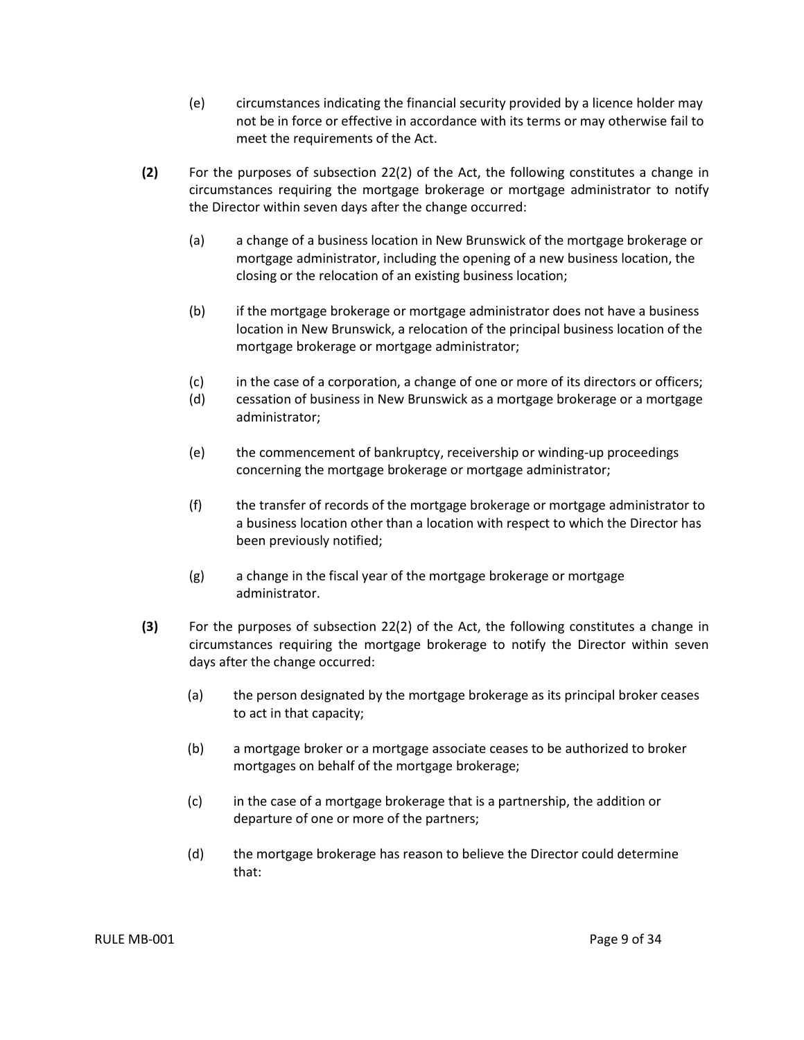(e) circumstances indicating the financial security provided by a licence holder may not be in force or effective in accordance with its terms or may otherwise fail to meet the requirements of the Act.

**(2)** For the purposes of subsection 22(2) of the Act, the following constitutes a change in circumstances requiring the mortgage brokerage or mortgage administrator to notify the Director within seven days after the change occurred:

(a) a change of a business location in New Brunswick of the mortgage brokerage or mortgage administrator, including the opening of a new business location, the closing or the relocation of an existing business location;

(b) if the mortgage brokerage or mortgage administrator does not have a business location in New Brunswick, a relocation of the principal business location of the mortgage brokerage or mortgage administrator;

(c) in the case of a corporation, a change of one or more of its directors or officers;

(d) cessation of business in New Brunswick as a mortgage brokerage or a mortgage administrator;

(e) the commencement of bankruptcy, receivership or winding-up proceedings concerning the mortgage brokerage or mortgage administrator;

(f) the transfer of records of the mortgage brokerage or mortgage administrator to a business location other than a location with respect to which the Director has been previously notified;

(g) a change in the fiscal year of the mortgage brokerage or mortgage administrator.

**(3)** For the purposes of subsection 22(2) of the Act, the following constitutes a change in circumstances requiring the mortgage brokerage to notify the Director within seven days after the change occurred:

(a) the person designated by the mortgage brokerage as its principal broker ceases to act in that capacity;

(b) a mortgage broker or a mortgage associate ceases to be authorized to broker mortgages on behalf of the mortgage brokerage;

(c) in the case of a mortgage brokerage that is a partnership, the addition or departure of one or more of the partners;

(d) the mortgage brokerage has reason to believe the Director could determine that: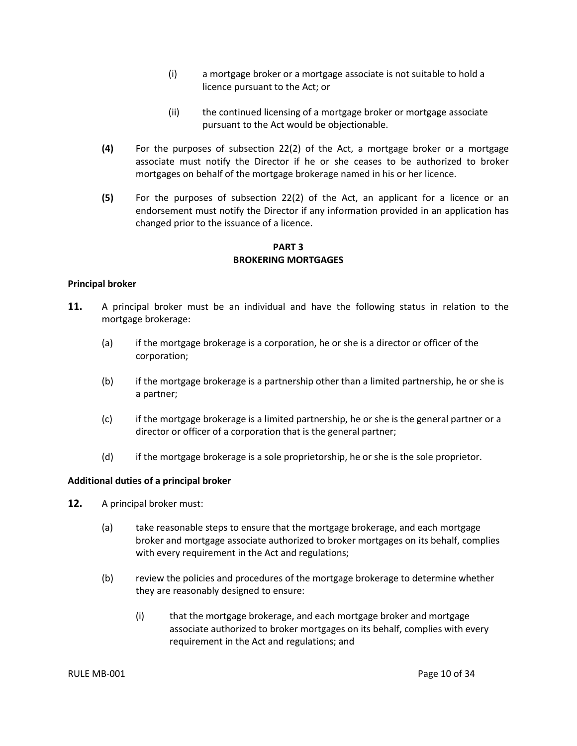(i) a mortgage broker or a mortgage associate is not suitable to hold a licence pursuant to the Act; or

(ii) the continued licensing of a mortgage broker or mortgage associate pursuant to the Act would be objectionable.

**(4)** For the purposes of subsection 22(2) of the Act, a mortgage broker or a mortgage associate must notify the Director if he or she ceases to be authorized to broker mortgages on behalf of the mortgage brokerage named in his or her licence.

**(5)** For the purposes of subsection 22(2) of the Act, an applicant for a licence or an endorsement must notify the Director if any information provided in an application has changed prior to the issuance of a licence.

## PART 3
## BROKERING MORTGAGES

**Principal broker**

**11.** A principal broker must be an individual and have the following status in relation to the mortgage brokerage:

(a) if the mortgage brokerage is a corporation, he or she is a director or officer of the corporation;

(b) if the mortgage brokerage is a partnership other than a limited partnership, he or she is a partner;

(c) if the mortgage brokerage is a limited partnership, he or she is the general partner or a director or officer of a corporation that is the general partner;

(d) if the mortgage brokerage is a sole proprietorship, he or she is the sole proprietor.

**Additional duties of a principal broker**

**12.** A principal broker must:

(a) take reasonable steps to ensure that the mortgage brokerage, and each mortgage broker and mortgage associate authorized to broker mortgages on its behalf, complies with every requirement in the Act and regulations;

(b) review the policies and procedures of the mortgage brokerage to determine whether they are reasonably designed to ensure:

(i) that the mortgage brokerage, and each mortgage broker and mortgage associate authorized to broker mortgages on its behalf, complies with every requirement in the Act and regulations; and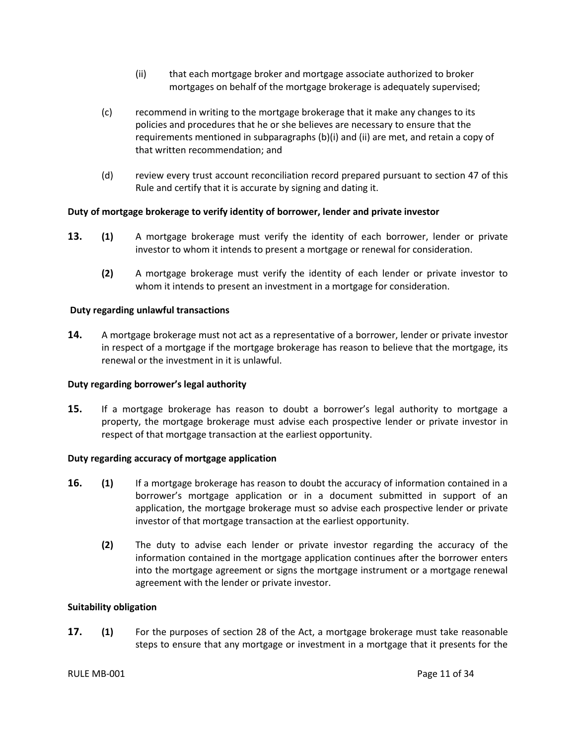(ii) that each mortgage broker and mortgage associate authorized to broker mortgages on behalf of the mortgage brokerage is adequately supervised;

(c) recommend in writing to the mortgage brokerage that it make any changes to its policies and procedures that he or she believes are necessary to ensure that the requirements mentioned in subparagraphs (b)(i) and (ii) are met, and retain a copy of that written recommendation; and

(d) review every trust account reconciliation record prepared pursuant to section 47 of this Rule and certify that it is accurate by signing and dating it.

**Duty of mortgage brokerage to verify identity of borrower, lender and private investor**

**13.** **(1)** A mortgage brokerage must verify the identity of each borrower, lender or private investor to whom it intends to present a mortgage or renewal for consideration.

**(2)** A mortgage brokerage must verify the identity of each lender or private investor to whom it intends to present an investment in a mortgage for consideration.

**Duty regarding unlawful transactions**

**14.** A mortgage brokerage must not act as a representative of a borrower, lender or private investor in respect of a mortgage if the mortgage brokerage has reason to believe that the mortgage, its renewal or the investment in it is unlawful.

**Duty regarding borrower's legal authority**

**15.** If a mortgage brokerage has reason to doubt a borrower's legal authority to mortgage a property, the mortgage brokerage must advise each prospective lender or private investor in respect of that mortgage transaction at the earliest opportunity.

**Duty regarding accuracy of mortgage application**

**16.** **(1)** If a mortgage brokerage has reason to doubt the accuracy of information contained in a borrower's mortgage application or in a document submitted in support of an application, the mortgage brokerage must so advise each prospective lender or private investor of that mortgage transaction at the earliest opportunity.

**(2)** The duty to advise each lender or private investor regarding the accuracy of the information contained in the mortgage application continues after the borrower enters into the mortgage agreement or signs the mortgage instrument or a mortgage renewal agreement with the lender or private investor.

**Suitability obligation**

**17.** **(1)** For the purposes of section 28 of the Act, a mortgage brokerage must take reasonable steps to ensure that any mortgage or investment in a mortgage that it presents for the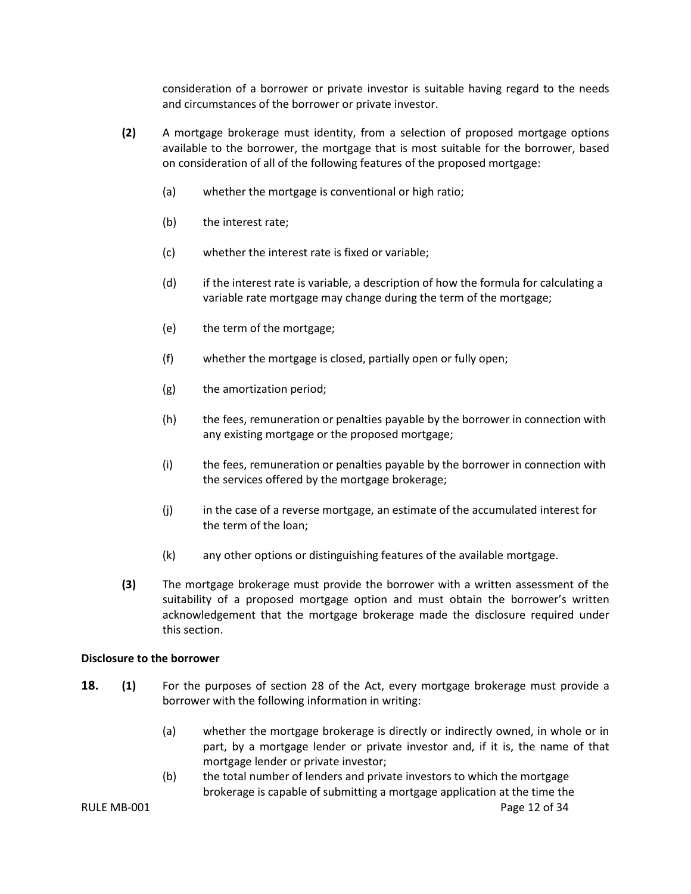consideration of a borrower or private investor is suitable having regard to the needs and circumstances of the borrower or private investor.

**(2)** A mortgage brokerage must identity, from a selection of proposed mortgage options available to the borrower, the mortgage that is most suitable for the borrower, based on consideration of all of the following features of the proposed mortgage:

(a) whether the mortgage is conventional or high ratio;

(b) the interest rate;

(c) whether the interest rate is fixed or variable;

(d) if the interest rate is variable, a description of how the formula for calculating a variable rate mortgage may change during the term of the mortgage;

(e) the term of the mortgage;

(f) whether the mortgage is closed, partially open or fully open;

(g) the amortization period;

(h) the fees, remuneration or penalties payable by the borrower in connection with any existing mortgage or the proposed mortgage;

(i) the fees, remuneration or penalties payable by the borrower in connection with the services offered by the mortgage brokerage;

(j) in the case of a reverse mortgage, an estimate of the accumulated interest for the term of the loan;

(k) any other options or distinguishing features of the available mortgage.

**(3)** The mortgage brokerage must provide the borrower with a written assessment of the suitability of a proposed mortgage option and must obtain the borrower's written acknowledgement that the mortgage brokerage made the disclosure required under this section.

**Disclosure to the borrower**

**18. (1)** For the purposes of section 28 of the Act, every mortgage brokerage must provide a borrower with the following information in writing:

(a) whether the mortgage brokerage is directly or indirectly owned, in whole or in part, by a mortgage lender or private investor and, if it is, the name of that mortgage lender or private investor;

(b) the total number of lenders and private investors to which the mortgage brokerage is capable of submitting a mortgage application at the time the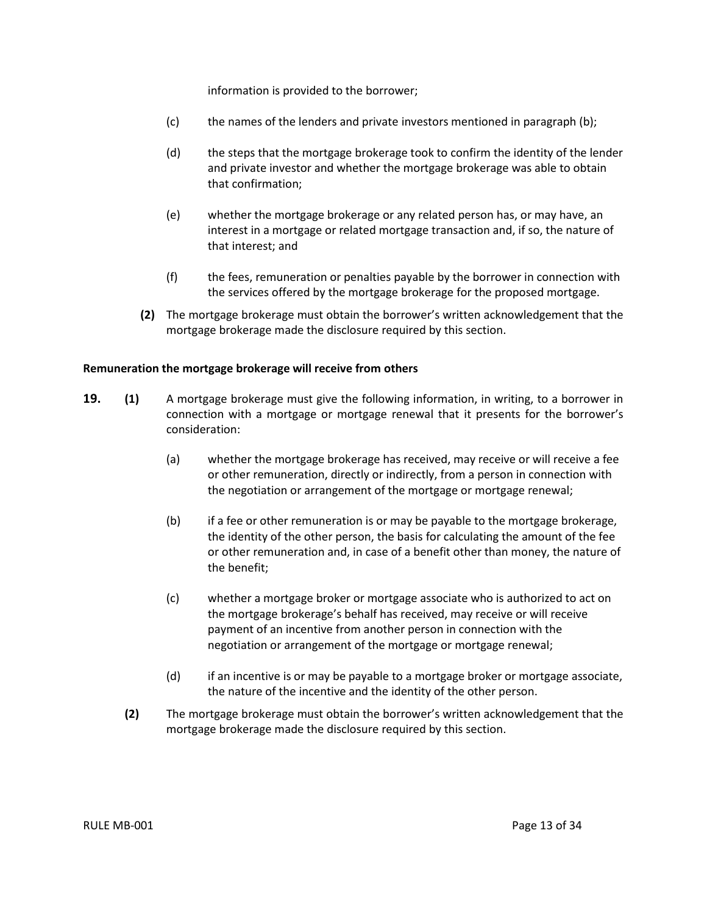information is provided to the borrower;

(c) the names of the lenders and private investors mentioned in paragraph (b);

(d) the steps that the mortgage brokerage took to confirm the identity of the lender and private investor and whether the mortgage brokerage was able to obtain that confirmation;

(e) whether the mortgage brokerage or any related person has, or may have, an interest in a mortgage or related mortgage transaction and, if so, the nature of that interest; and

(f) the fees, remuneration or penalties payable by the borrower in connection with the services offered by the mortgage brokerage for the proposed mortgage.

**(2)** The mortgage brokerage must obtain the borrower's written acknowledgement that the mortgage brokerage made the disclosure required by this section.

**Remuneration the mortgage brokerage will receive from others**

**19. (1)** A mortgage brokerage must give the following information, in writing, to a borrower in connection with a mortgage or mortgage renewal that it presents for the borrower's consideration:

(a) whether the mortgage brokerage has received, may receive or will receive a fee or other remuneration, directly or indirectly, from a person in connection with the negotiation or arrangement of the mortgage or mortgage renewal;

(b) if a fee or other remuneration is or may be payable to the mortgage brokerage, the identity of the other person, the basis for calculating the amount of the fee or other remuneration and, in case of a benefit other than money, the nature of the benefit;

(c) whether a mortgage broker or mortgage associate who is authorized to act on the mortgage brokerage's behalf has received, may receive or will receive payment of an incentive from another person in connection with the negotiation or arrangement of the mortgage or mortgage renewal;

(d) if an incentive is or may be payable to a mortgage broker or mortgage associate, the nature of the incentive and the identity of the other person.

**(2)** The mortgage brokerage must obtain the borrower's written acknowledgement that the mortgage brokerage made the disclosure required by this section.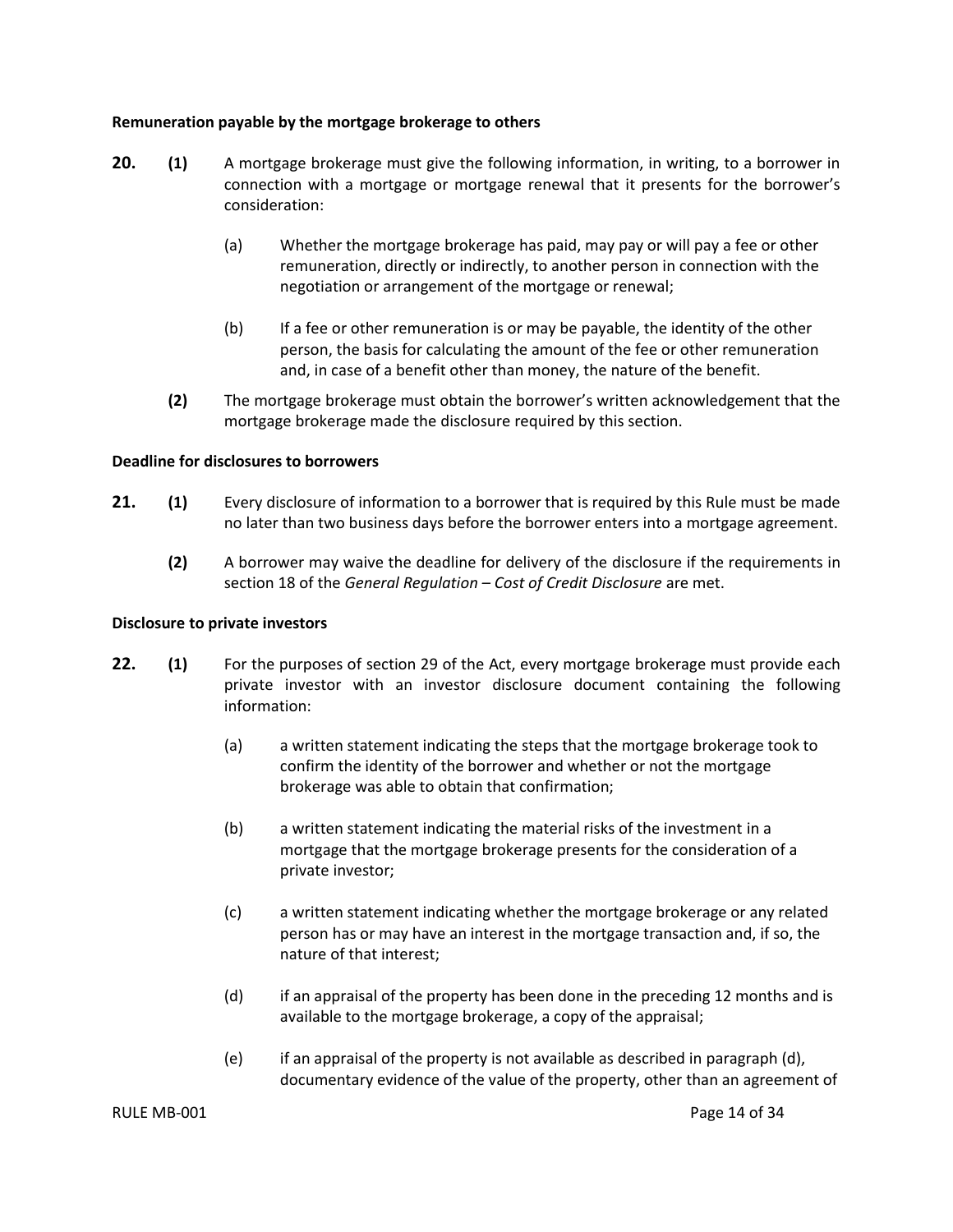**Remuneration payable by the mortgage brokerage to others**

**20.** **(1)** A mortgage brokerage must give the following information, in writing, to a borrower in connection with a mortgage or mortgage renewal that it presents for the borrower's consideration:

(a) Whether the mortgage brokerage has paid, may pay or will pay a fee or other remuneration, directly or indirectly, to another person in connection with the negotiation or arrangement of the mortgage or renewal;

(b) If a fee or other remuneration is or may be payable, the identity of the other person, the basis for calculating the amount of the fee or other remuneration and, in case of a benefit other than money, the nature of the benefit.

**(2)** The mortgage brokerage must obtain the borrower's written acknowledgement that the mortgage brokerage made the disclosure required by this section.

**Deadline for disclosures to borrowers**

**21.** **(1)** Every disclosure of information to a borrower that is required by this Rule must be made no later than two business days before the borrower enters into a mortgage agreement.

**(2)** A borrower may waive the deadline for delivery of the disclosure if the requirements in section 18 of the *General Regulation – Cost of Credit Disclosure* are met.

**Disclosure to private investors**

**22.** **(1)** For the purposes of section 29 of the Act, every mortgage brokerage must provide each private investor with an investor disclosure document containing the following information:

(a) a written statement indicating the steps that the mortgage brokerage took to confirm the identity of the borrower and whether or not the mortgage brokerage was able to obtain that confirmation;

(b) a written statement indicating the material risks of the investment in a mortgage that the mortgage brokerage presents for the consideration of a private investor;

(c) a written statement indicating whether the mortgage brokerage or any related person has or may have an interest in the mortgage transaction and, if so, the nature of that interest;

(d) if an appraisal of the property has been done in the preceding 12 months and is available to the mortgage brokerage, a copy of the appraisal;

(e) if an appraisal of the property is not available as described in paragraph (d), documentary evidence of the value of the property, other than an agreement of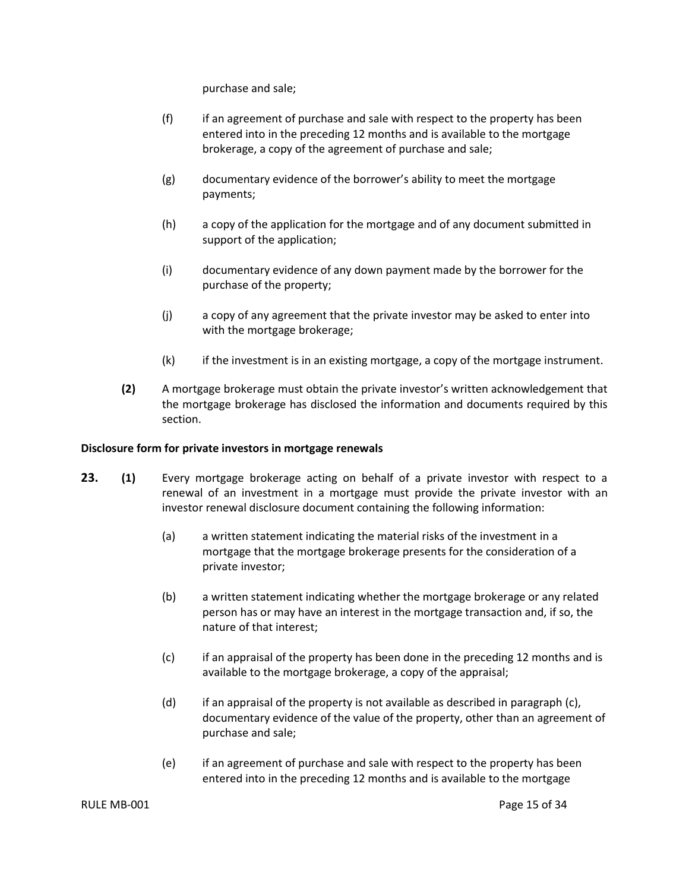purchase and sale;

(f) if an agreement of purchase and sale with respect to the property has been entered into in the preceding 12 months and is available to the mortgage brokerage, a copy of the agreement of purchase and sale;

(g) documentary evidence of the borrower's ability to meet the mortgage payments;

(h) a copy of the application for the mortgage and of any document submitted in support of the application;

(i) documentary evidence of any down payment made by the borrower for the purchase of the property;

(j) a copy of any agreement that the private investor may be asked to enter into with the mortgage brokerage;

(k) if the investment is in an existing mortgage, a copy of the mortgage instrument.

**(2)** A mortgage brokerage must obtain the private investor's written acknowledgement that the mortgage brokerage has disclosed the information and documents required by this section.

**Disclosure form for private investors in mortgage renewals**

**23. (1)** Every mortgage brokerage acting on behalf of a private investor with respect to a renewal of an investment in a mortgage must provide the private investor with an investor renewal disclosure document containing the following information:

(a) a written statement indicating the material risks of the investment in a mortgage that the mortgage brokerage presents for the consideration of a private investor;

(b) a written statement indicating whether the mortgage brokerage or any related person has or may have an interest in the mortgage transaction and, if so, the nature of that interest;

(c) if an appraisal of the property has been done in the preceding 12 months and is available to the mortgage brokerage, a copy of the appraisal;

(d) if an appraisal of the property is not available as described in paragraph (c), documentary evidence of the value of the property, other than an agreement of purchase and sale;

(e) if an agreement of purchase and sale with respect to the property has been entered into in the preceding 12 months and is available to the mortgage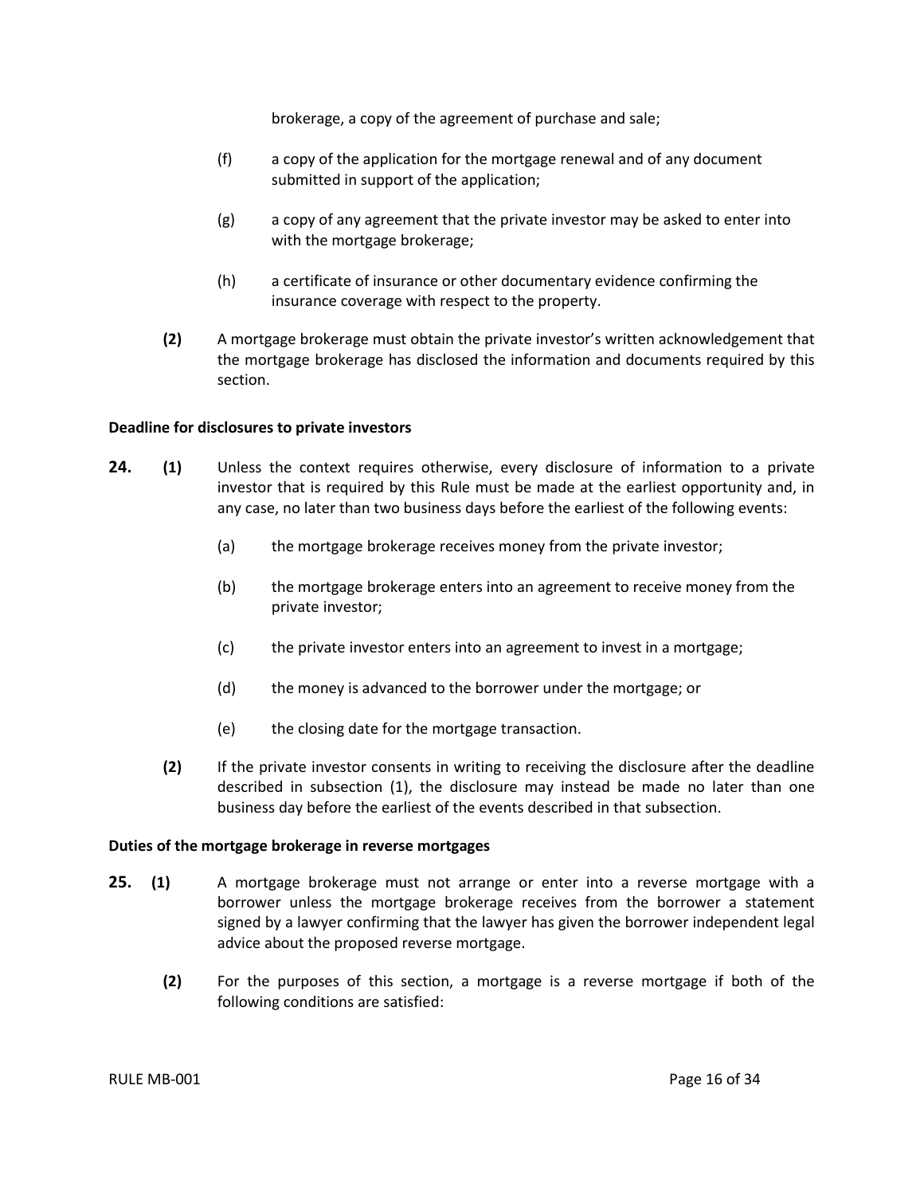brokerage, a copy of the agreement of purchase and sale;

(f) a copy of the application for the mortgage renewal and of any document submitted in support of the application;

(g) a copy of any agreement that the private investor may be asked to enter into with the mortgage brokerage;

(h) a certificate of insurance or other documentary evidence confirming the insurance coverage with respect to the property.

**(2)** A mortgage brokerage must obtain the private investor's written acknowledgement that the mortgage brokerage has disclosed the information and documents required by this section.

**Deadline for disclosures to private investors**

**24. (1)** Unless the context requires otherwise, every disclosure of information to a private investor that is required by this Rule must be made at the earliest opportunity and, in any case, no later than two business days before the earliest of the following events:

(a) the mortgage brokerage receives money from the private investor;

(b) the mortgage brokerage enters into an agreement to receive money from the private investor;

(c) the private investor enters into an agreement to invest in a mortgage;

(d) the money is advanced to the borrower under the mortgage; or

(e) the closing date for the mortgage transaction.

**(2)** If the private investor consents in writing to receiving the disclosure after the deadline described in subsection (1), the disclosure may instead be made no later than one business day before the earliest of the events described in that subsection.

**Duties of the mortgage brokerage in reverse mortgages**

**25. (1)** A mortgage brokerage must not arrange or enter into a reverse mortgage with a borrower unless the mortgage brokerage receives from the borrower a statement signed by a lawyer confirming that the lawyer has given the borrower independent legal advice about the proposed reverse mortgage.

**(2)** For the purposes of this section, a mortgage is a reverse mortgage if both of the following conditions are satisfied: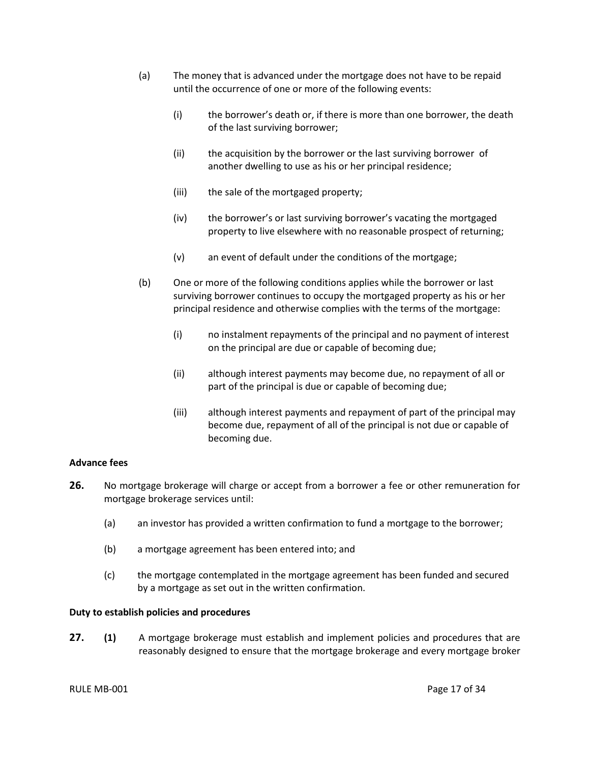(a) The money that is advanced under the mortgage does not have to be repaid until the occurrence of one or more of the following events:

   (i) the borrower's death or, if there is more than one borrower, the death of the last surviving borrower;

   (ii) the acquisition by the borrower or the last surviving borrower of another dwelling to use as his or her principal residence;

   (iii) the sale of the mortgaged property;

   (iv) the borrower's or last surviving borrower's vacating the mortgaged property to live elsewhere with no reasonable prospect of returning;

   (v) an event of default under the conditions of the mortgage;

(b) One or more of the following conditions applies while the borrower or last surviving borrower continues to occupy the mortgaged property as his or her principal residence and otherwise complies with the terms of the mortgage:

   (i) no instalment repayments of the principal and no payment of interest on the principal are due or capable of becoming due;

   (ii) although interest payments may become due, no repayment of all or part of the principal is due or capable of becoming due;

   (iii) although interest payments and repayment of part of the principal may become due, repayment of all of the principal is not due or capable of becoming due.

**Advance fees**

**26.** No mortgage brokerage will charge or accept from a borrower a fee or other remuneration for mortgage brokerage services until:

(a) an investor has provided a written confirmation to fund a mortgage to the borrower;

(b) a mortgage agreement has been entered into; and

(c) the mortgage contemplated in the mortgage agreement has been funded and secured by a mortgage as set out in the written confirmation.

**Duty to establish policies and procedures**

**27.** **(1)** A mortgage brokerage must establish and implement policies and procedures that are reasonably designed to ensure that the mortgage brokerage and every mortgage broker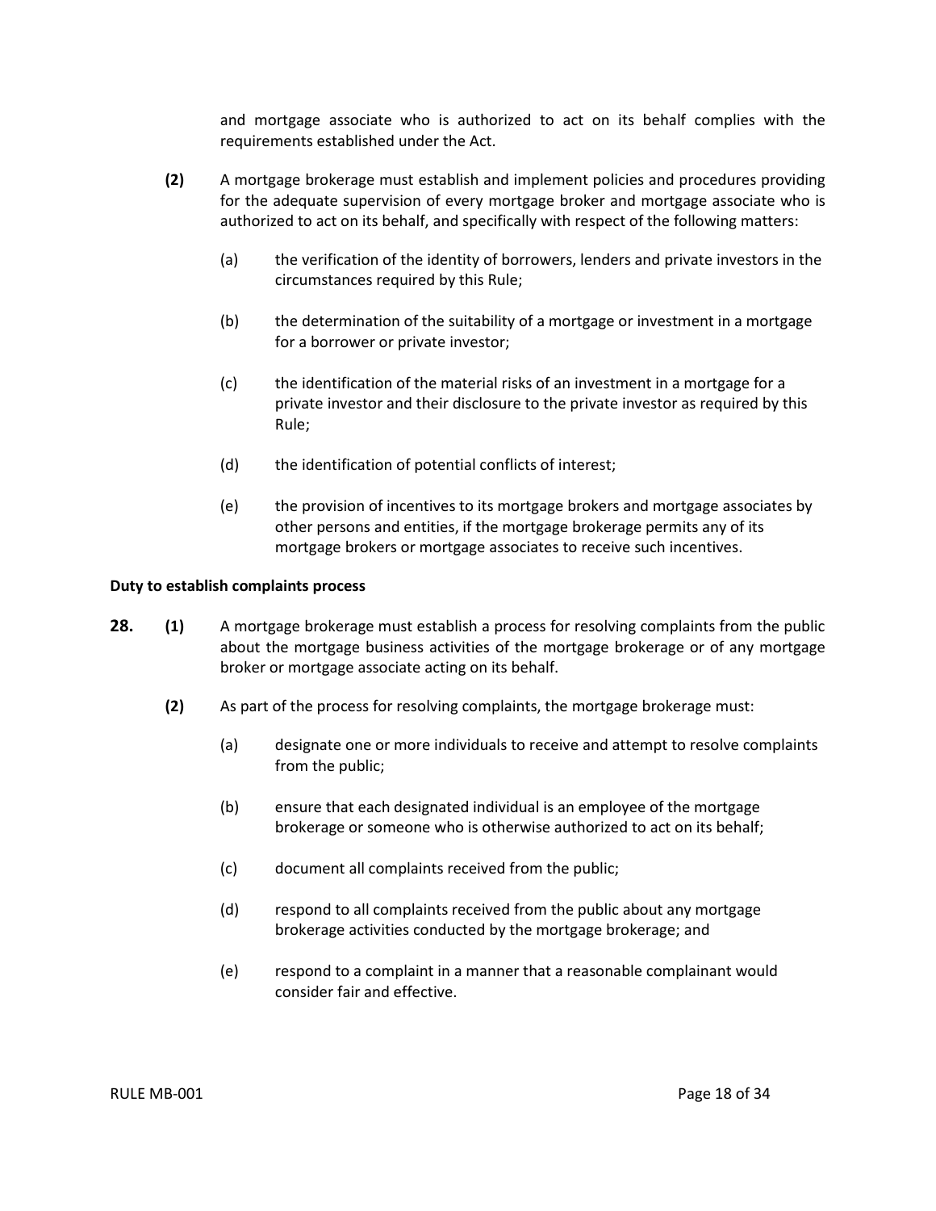and mortgage associate who is authorized to act on its behalf complies with the requirements established under the Act.

**(2)** A mortgage brokerage must establish and implement policies and procedures providing for the adequate supervision of every mortgage broker and mortgage associate who is authorized to act on its behalf, and specifically with respect of the following matters:

(a) the verification of the identity of borrowers, lenders and private investors in the circumstances required by this Rule;

(b) the determination of the suitability of a mortgage or investment in a mortgage for a borrower or private investor;

(c) the identification of the material risks of an investment in a mortgage for a private investor and their disclosure to the private investor as required by this Rule;

(d) the identification of potential conflicts of interest;

(e) the provision of incentives to its mortgage brokers and mortgage associates by other persons and entities, if the mortgage brokerage permits any of its mortgage brokers or mortgage associates to receive such incentives.

**Duty to establish complaints process**

**28.** **(1)** A mortgage brokerage must establish a process for resolving complaints from the public about the mortgage business activities of the mortgage brokerage or of any mortgage broker or mortgage associate acting on its behalf.

**(2)** As part of the process for resolving complaints, the mortgage brokerage must:

(a) designate one or more individuals to receive and attempt to resolve complaints from the public;

(b) ensure that each designated individual is an employee of the mortgage brokerage or someone who is otherwise authorized to act on its behalf;

(c) document all complaints received from the public;

(d) respond to all complaints received from the public about any mortgage brokerage activities conducted by the mortgage brokerage; and

(e) respond to a complaint in a manner that a reasonable complainant would consider fair and effective.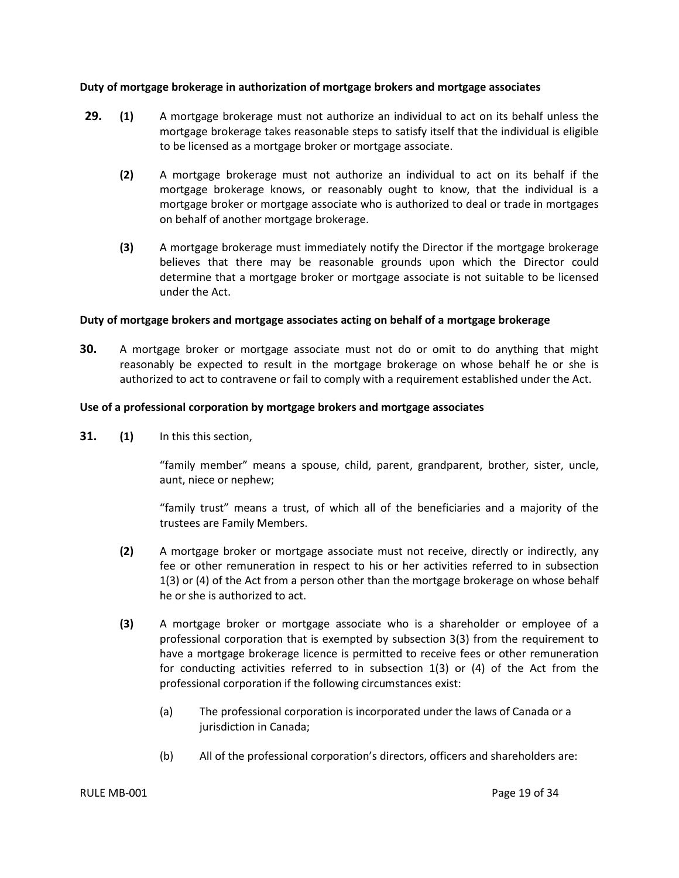**Duty of mortgage brokerage in authorization of mortgage brokers and mortgage associates**

**29.** **(1)** A mortgage brokerage must not authorize an individual to act on its behalf unless the mortgage brokerage takes reasonable steps to satisfy itself that the individual is eligible to be licensed as a mortgage broker or mortgage associate.

**(2)** A mortgage brokerage must not authorize an individual to act on its behalf if the mortgage brokerage knows, or reasonably ought to know, that the individual is a mortgage broker or mortgage associate who is authorized to deal or trade in mortgages on behalf of another mortgage brokerage.

**(3)** A mortgage brokerage must immediately notify the Director if the mortgage brokerage believes that there may be reasonable grounds upon which the Director could determine that a mortgage broker or mortgage associate is not suitable to be licensed under the Act.

**Duty of mortgage brokers and mortgage associates acting on behalf of a mortgage brokerage**

**30.** A mortgage broker or mortgage associate must not do or omit to do anything that might reasonably be expected to result in the mortgage brokerage on whose behalf he or she is authorized to act to contravene or fail to comply with a requirement established under the Act.

**Use of a professional corporation by mortgage brokers and mortgage associates**

**31.** **(1)** In this this section,

"family member" means a spouse, child, parent, grandparent, brother, sister, uncle, aunt, niece or nephew;

"family trust" means a trust, of which all of the beneficiaries and a majority of the trustees are Family Members.

**(2)** A mortgage broker or mortgage associate must not receive, directly or indirectly, any fee or other remuneration in respect to his or her activities referred to in subsection 1(3) or (4) of the Act from a person other than the mortgage brokerage on whose behalf he or she is authorized to act.

**(3)** A mortgage broker or mortgage associate who is a shareholder or employee of a professional corporation that is exempted by subsection 3(3) from the requirement to have a mortgage brokerage licence is permitted to receive fees or other remuneration for conducting activities referred to in subsection 1(3) or (4) of the Act from the professional corporation if the following circumstances exist:

(a) The professional corporation is incorporated under the laws of Canada or a jurisdiction in Canada;

(b) All of the professional corporation's directors, officers and shareholders are: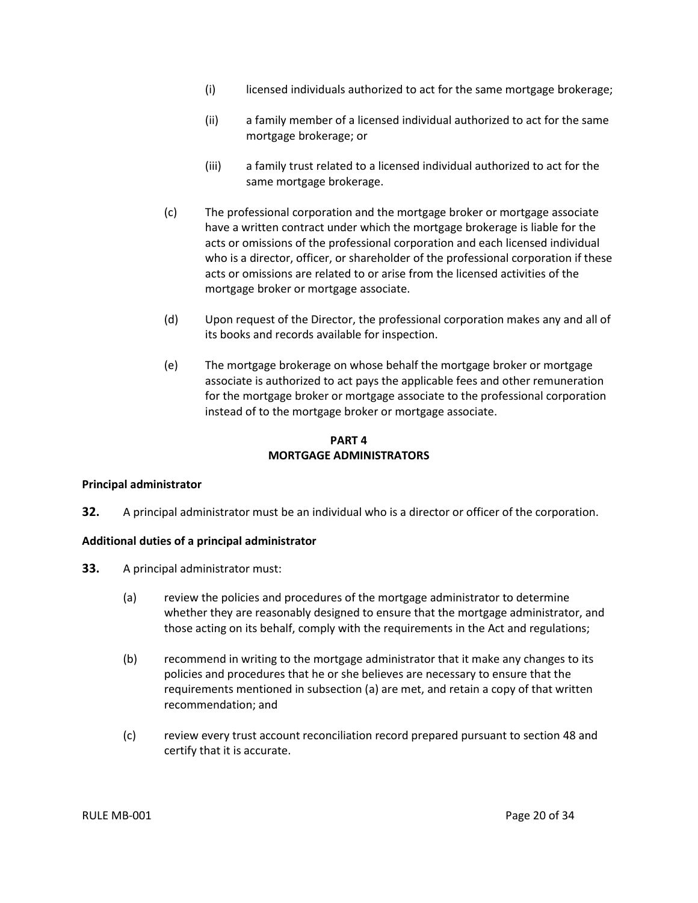(i) licensed individuals authorized to act for the same mortgage brokerage;

(ii) a family member of a licensed individual authorized to act for the same mortgage brokerage; or

(iii) a family trust related to a licensed individual authorized to act for the same mortgage brokerage.

(c) The professional corporation and the mortgage broker or mortgage associate have a written contract under which the mortgage brokerage is liable for the acts or omissions of the professional corporation and each licensed individual who is a director, officer, or shareholder of the professional corporation if these acts or omissions are related to or arise from the licensed activities of the mortgage broker or mortgage associate.

(d) Upon request of the Director, the professional corporation makes any and all of its books and records available for inspection.

(e) The mortgage brokerage on whose behalf the mortgage broker or mortgage associate is authorized to act pays the applicable fees and other remuneration for the mortgage broker or mortgage associate to the professional corporation instead of to the mortgage broker or mortgage associate.

## PART 4
## MORTGAGE ADMINISTRATORS

**Principal administrator**

**32.** A principal administrator must be an individual who is a director or officer of the corporation.

**Additional duties of a principal administrator**

**33.** A principal administrator must:

(a) review the policies and procedures of the mortgage administrator to determine whether they are reasonably designed to ensure that the mortgage administrator, and those acting on its behalf, comply with the requirements in the Act and regulations;

(b) recommend in writing to the mortgage administrator that it make any changes to its policies and procedures that he or she believes are necessary to ensure that the requirements mentioned in subsection (a) are met, and retain a copy of that written recommendation; and

(c) review every trust account reconciliation record prepared pursuant to section 48 and certify that it is accurate.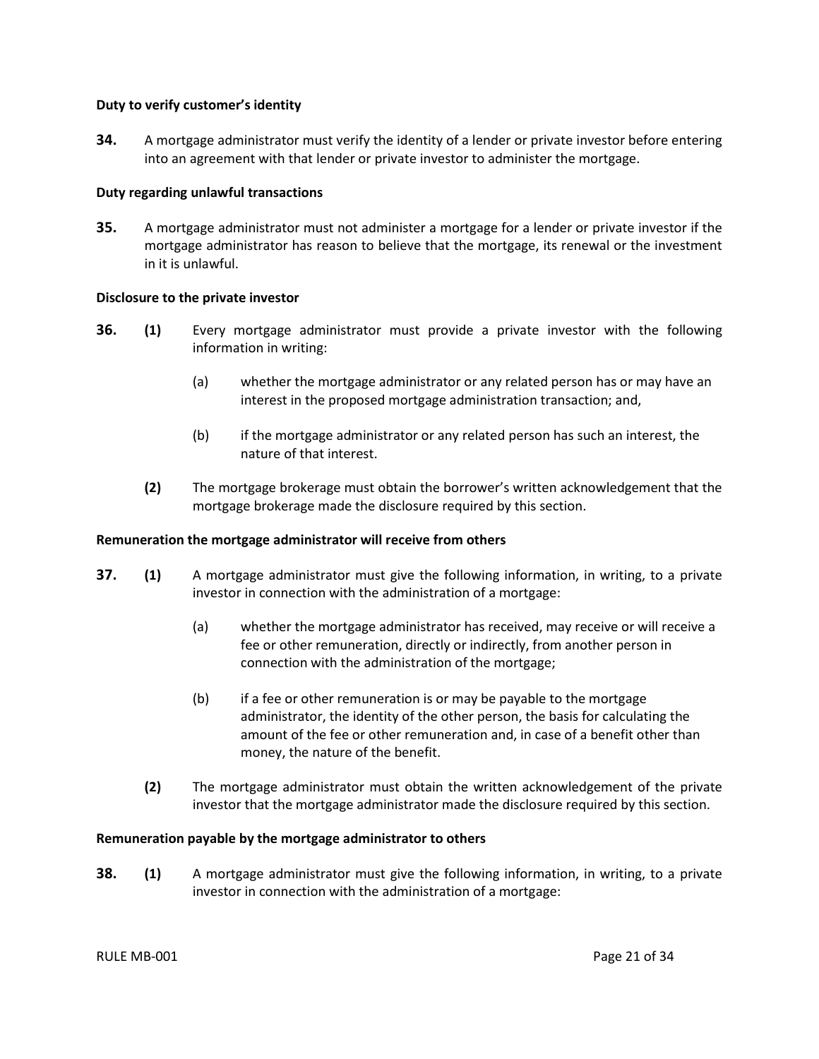**Duty to verify customer's identity**

**34.** A mortgage administrator must verify the identity of a lender or private investor before entering into an agreement with that lender or private investor to administer the mortgage.

**Duty regarding unlawful transactions**

**35.** A mortgage administrator must not administer a mortgage for a lender or private investor if the mortgage administrator has reason to believe that the mortgage, its renewal or the investment in it is unlawful.

**Disclosure to the private investor**

**36.** **(1)** Every mortgage administrator must provide a private investor with the following information in writing:

(a) whether the mortgage administrator or any related person has or may have an interest in the proposed mortgage administration transaction; and,

(b) if the mortgage administrator or any related person has such an interest, the nature of that interest.

**(2)** The mortgage brokerage must obtain the borrower's written acknowledgement that the mortgage brokerage made the disclosure required by this section.

**Remuneration the mortgage administrator will receive from others**

**37.** **(1)** A mortgage administrator must give the following information, in writing, to a private investor in connection with the administration of a mortgage:

(a) whether the mortgage administrator has received, may receive or will receive a fee or other remuneration, directly or indirectly, from another person in connection with the administration of the mortgage;

(b) if a fee or other remuneration is or may be payable to the mortgage administrator, the identity of the other person, the basis for calculating the amount of the fee or other remuneration and, in case of a benefit other than money, the nature of the benefit.

**(2)** The mortgage administrator must obtain the written acknowledgement of the private investor that the mortgage administrator made the disclosure required by this section.

**Remuneration payable by the mortgage administrator to others**

**38.** **(1)** A mortgage administrator must give the following information, in writing, to a private investor in connection with the administration of a mortgage: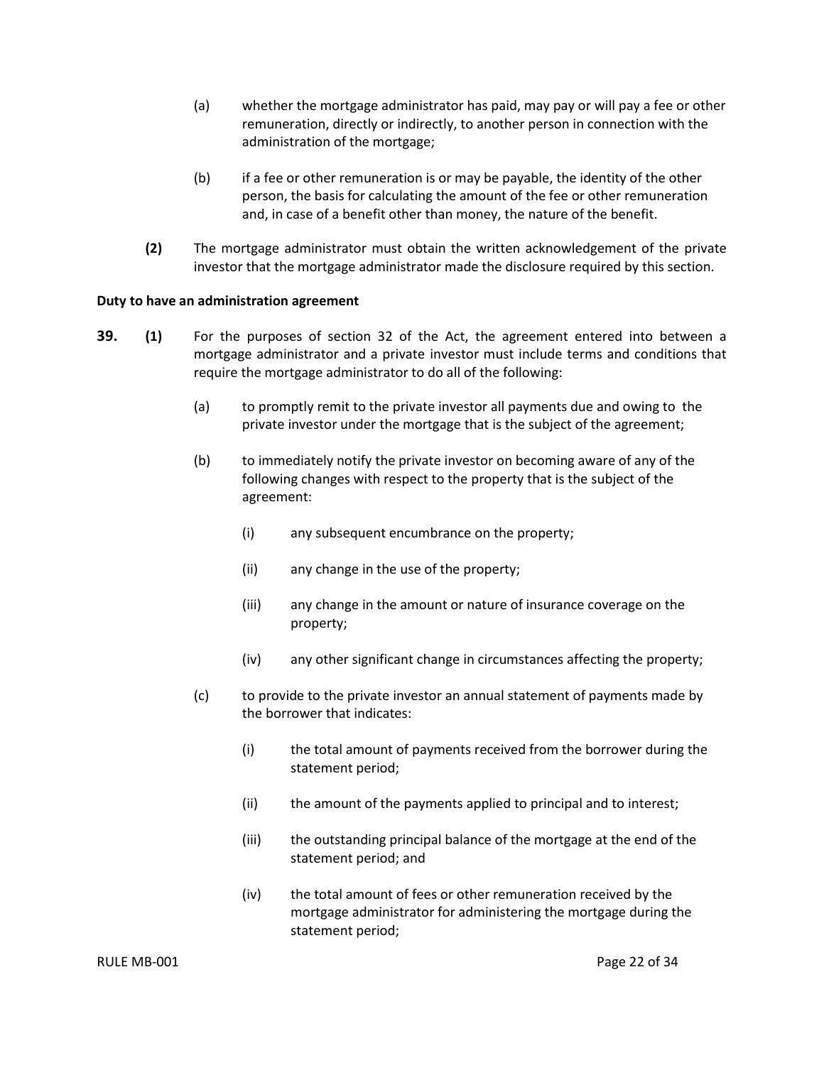(a) whether the mortgage administrator has paid, may pay or will pay a fee or other remuneration, directly or indirectly, to another person in connection with the administration of the mortgage;

(b) if a fee or other remuneration is or may be payable, the identity of the other person, the basis for calculating the amount of the fee or other remuneration and, in case of a benefit other than money, the nature of the benefit.

**(2)** The mortgage administrator must obtain the written acknowledgement of the private investor that the mortgage administrator made the disclosure required by this section.

**Duty to have an administration agreement**

**39. (1)** For the purposes of section 32 of the Act, the agreement entered into between a mortgage administrator and a private investor must include terms and conditions that require the mortgage administrator to do all of the following:

(a) to promptly remit to the private investor all payments due and owing to the private investor under the mortgage that is the subject of the agreement;

(b) to immediately notify the private investor on becoming aware of any of the following changes with respect to the property that is the subject of the agreement:

(i) any subsequent encumbrance on the property;

(ii) any change in the use of the property;

(iii) any change in the amount or nature of insurance coverage on the property;

(iv) any other significant change in circumstances affecting the property;

(c) to provide to the private investor an annual statement of payments made by the borrower that indicates:

(i) the total amount of payments received from the borrower during the statement period;

(ii) the amount of the payments applied to principal and to interest;

(iii) the outstanding principal balance of the mortgage at the end of the statement period; and

(iv) the total amount of fees or other remuneration received by the mortgage administrator for administering the mortgage during the statement period;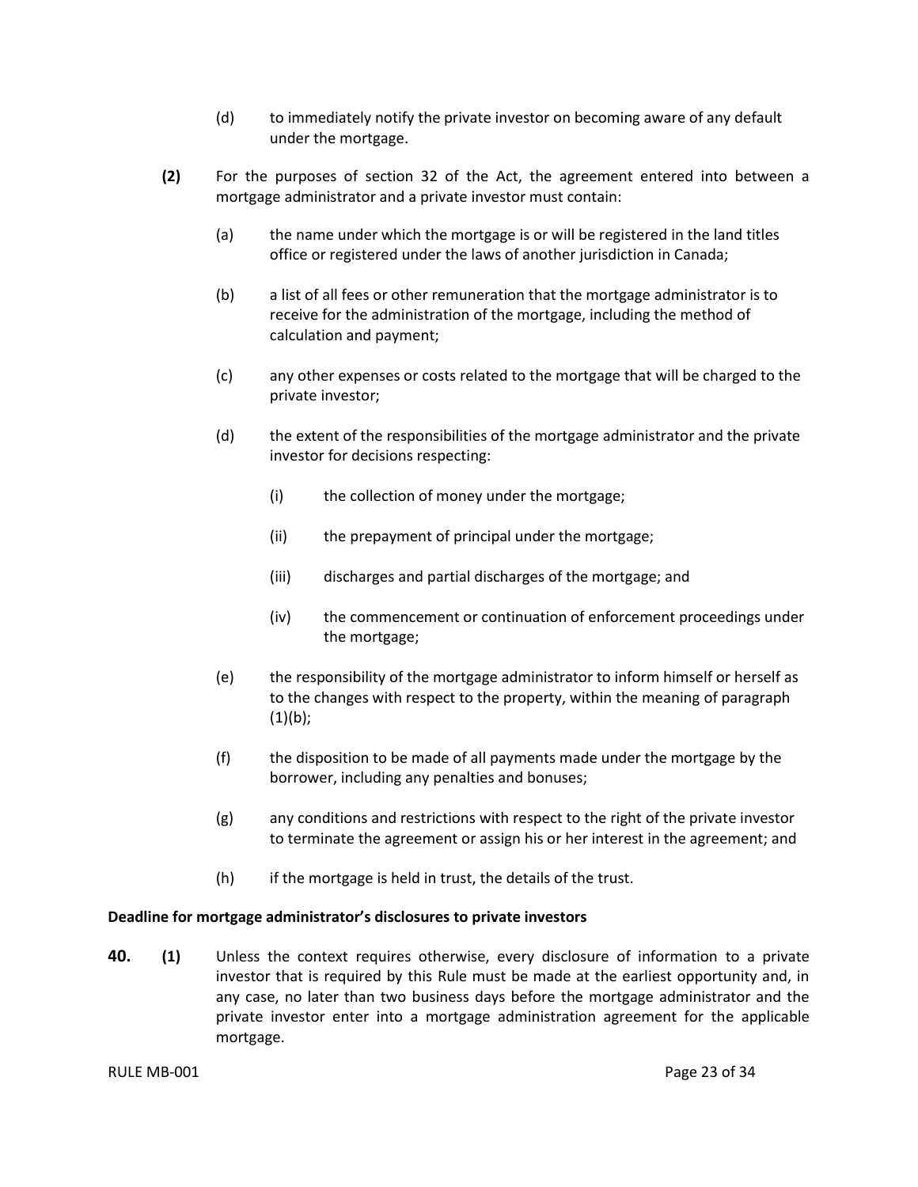(d) to immediately notify the private investor on becoming aware of any default under the mortgage.

**(2)** For the purposes of section 32 of the Act, the agreement entered into between a mortgage administrator and a private investor must contain:

(a) the name under which the mortgage is or will be registered in the land titles office or registered under the laws of another jurisdiction in Canada;

(b) a list of all fees or other remuneration that the mortgage administrator is to receive for the administration of the mortgage, including the method of calculation and payment;

(c) any other expenses or costs related to the mortgage that will be charged to the private investor;

(d) the extent of the responsibilities of the mortgage administrator and the private investor for decisions respecting:

(i) the collection of money under the mortgage;

(ii) the prepayment of principal under the mortgage;

(iii) discharges and partial discharges of the mortgage; and

(iv) the commencement or continuation of enforcement proceedings under the mortgage;

(e) the responsibility of the mortgage administrator to inform himself or herself as to the changes with respect to the property, within the meaning of paragraph (1)(b);

(f) the disposition to be made of all payments made under the mortgage by the borrower, including any penalties and bonuses;

(g) any conditions and restrictions with respect to the right of the private investor to terminate the agreement or assign his or her interest in the agreement; and

(h) if the mortgage is held in trust, the details of the trust.

**Deadline for mortgage administrator's disclosures to private investors**

**40. (1)** Unless the context requires otherwise, every disclosure of information to a private investor that is required by this Rule must be made at the earliest opportunity and, in any case, no later than two business days before the mortgage administrator and the private investor enter into a mortgage administration agreement for the applicable mortgage.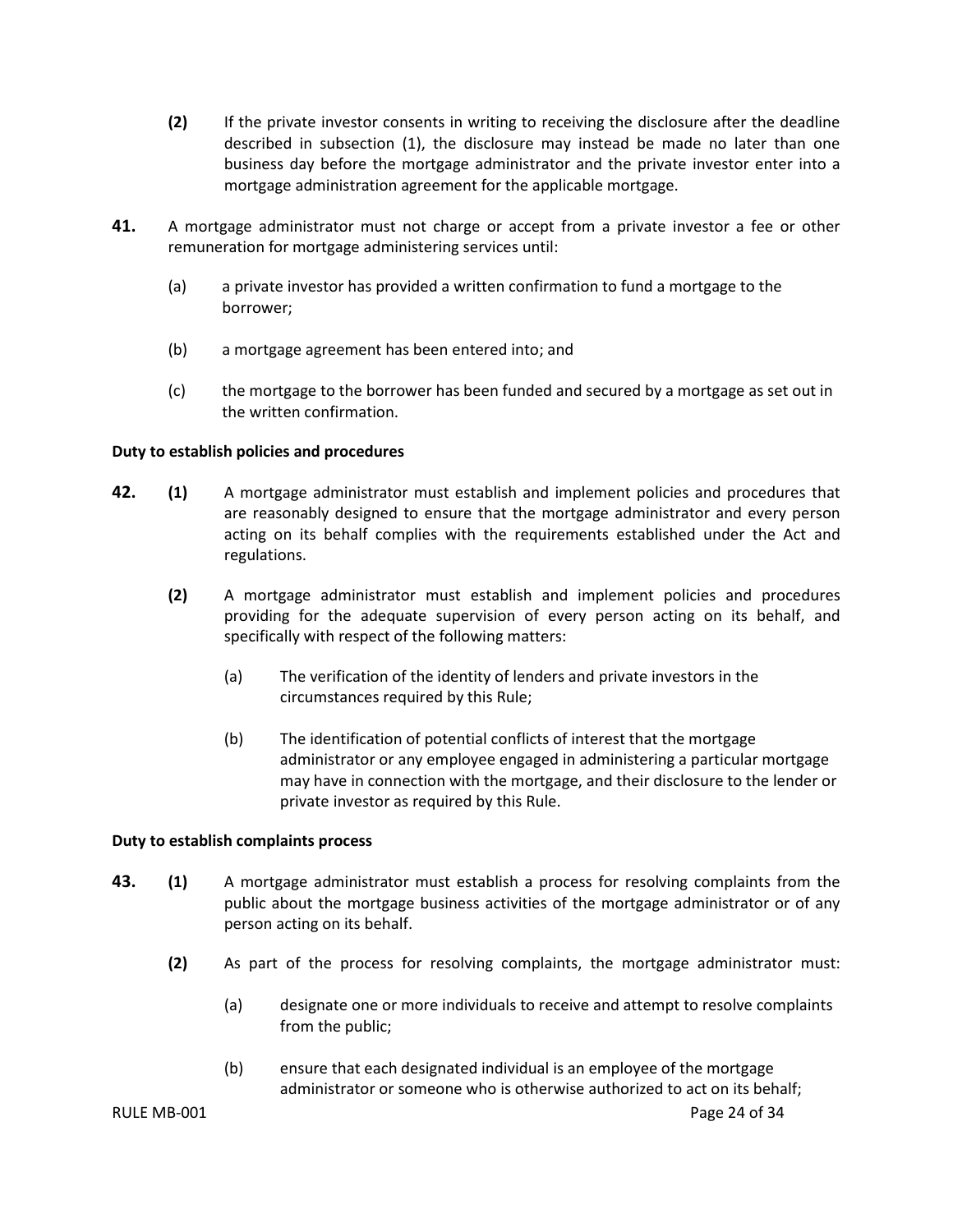**(2)** If the private investor consents in writing to receiving the disclosure after the deadline described in subsection (1), the disclosure may instead be made no later than one business day before the mortgage administrator and the private investor enter into a mortgage administration agreement for the applicable mortgage.

**41.** A mortgage administrator must not charge or accept from a private investor a fee or other remuneration for mortgage administering services until:

(a) a private investor has provided a written confirmation to fund a mortgage to the borrower;

(b) a mortgage agreement has been entered into; and

(c) the mortgage to the borrower has been funded and secured by a mortgage as set out in the written confirmation.

**Duty to establish policies and procedures**

**42.** **(1)** A mortgage administrator must establish and implement policies and procedures that are reasonably designed to ensure that the mortgage administrator and every person acting on its behalf complies with the requirements established under the Act and regulations.

**(2)** A mortgage administrator must establish and implement policies and procedures providing for the adequate supervision of every person acting on its behalf, and specifically with respect of the following matters:

(a) The verification of the identity of lenders and private investors in the circumstances required by this Rule;

(b) The identification of potential conflicts of interest that the mortgage administrator or any employee engaged in administering a particular mortgage may have in connection with the mortgage, and their disclosure to the lender or private investor as required by this Rule.

**Duty to establish complaints process**

**43.** **(1)** A mortgage administrator must establish a process for resolving complaints from the public about the mortgage business activities of the mortgage administrator or of any person acting on its behalf.

**(2)** As part of the process for resolving complaints, the mortgage administrator must:

(a) designate one or more individuals to receive and attempt to resolve complaints from the public;

(b) ensure that each designated individual is an employee of the mortgage administrator or someone who is otherwise authorized to act on its behalf;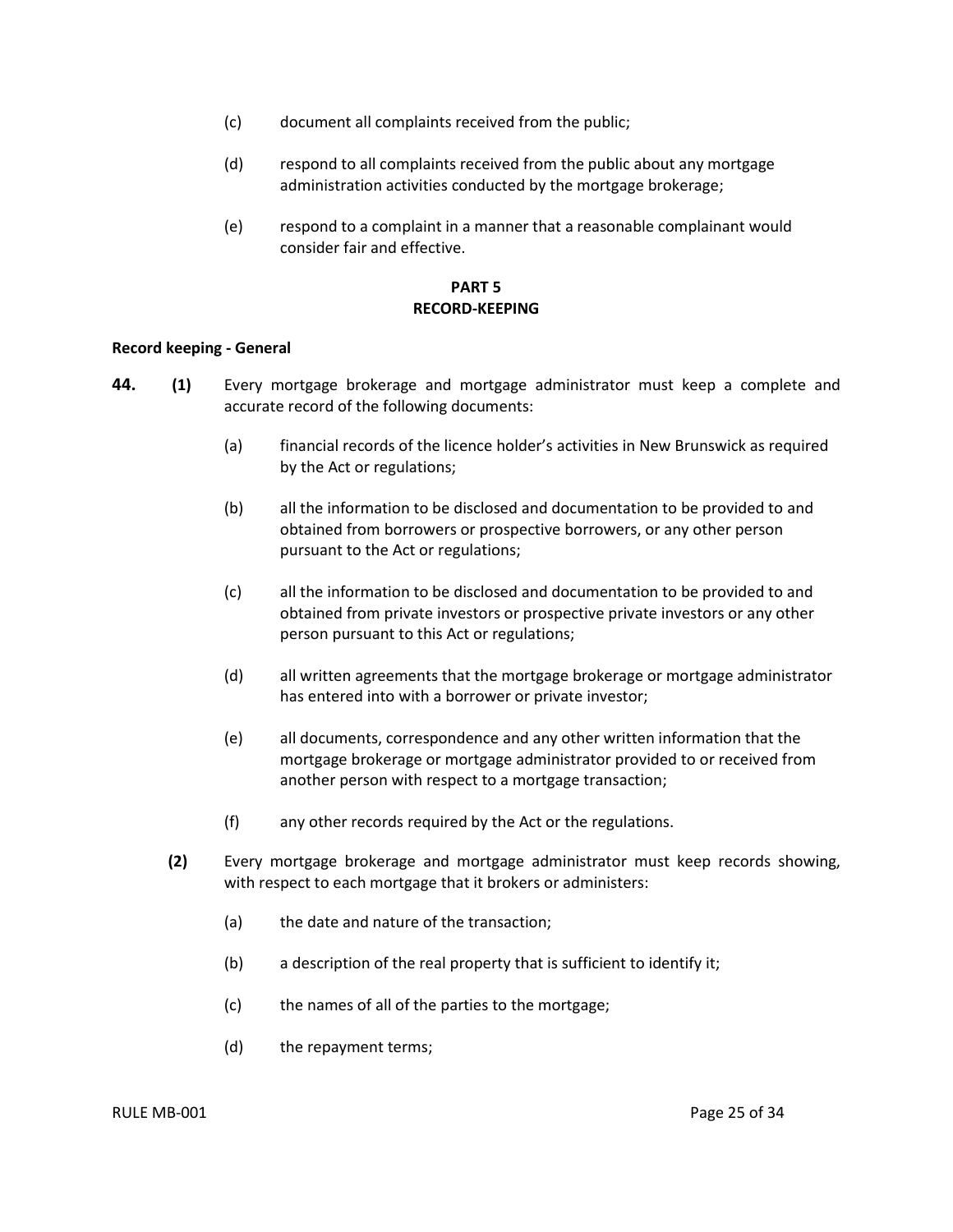(c) document all complaints received from the public;

(d) respond to all complaints received from the public about any mortgage administration activities conducted by the mortgage brokerage;

(e) respond to a complaint in a manner that a reasonable complainant would consider fair and effective.

## PART 5
## RECORD-KEEPING

**Record keeping - General**

**44.** **(1)** Every mortgage brokerage and mortgage administrator must keep a complete and accurate record of the following documents:

(a) financial records of the licence holder's activities in New Brunswick as required by the Act or regulations;

(b) all the information to be disclosed and documentation to be provided to and obtained from borrowers or prospective borrowers, or any other person pursuant to the Act or regulations;

(c) all the information to be disclosed and documentation to be provided to and obtained from private investors or prospective private investors or any other person pursuant to this Act or regulations;

(d) all written agreements that the mortgage brokerage or mortgage administrator has entered into with a borrower or private investor;

(e) all documents, correspondence and any other written information that the mortgage brokerage or mortgage administrator provided to or received from another person with respect to a mortgage transaction;

(f) any other records required by the Act or the regulations.

**(2)** Every mortgage brokerage and mortgage administrator must keep records showing, with respect to each mortgage that it brokers or administers:

(a) the date and nature of the transaction;

(b) a description of the real property that is sufficient to identify it;

(c) the names of all of the parties to the mortgage;

(d) the repayment terms;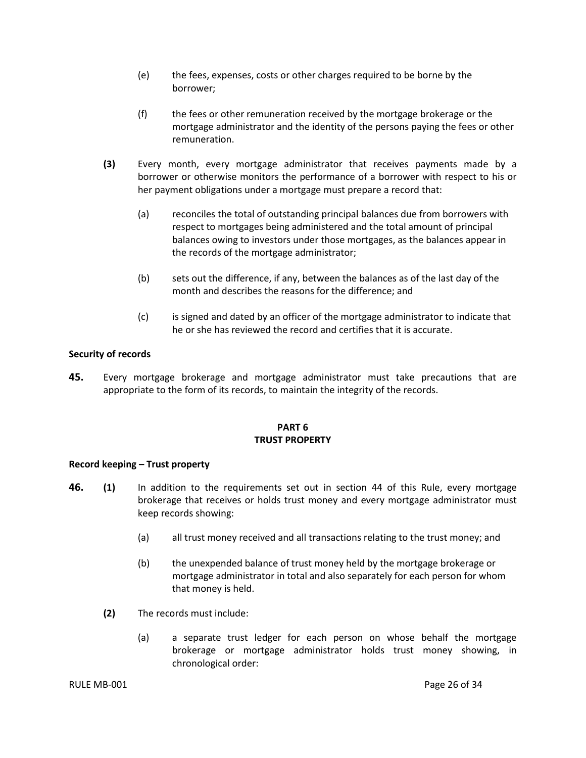(e) the fees, expenses, costs or other charges required to be borne by the borrower;

(f) the fees or other remuneration received by the mortgage brokerage or the mortgage administrator and the identity of the persons paying the fees or other remuneration.

**(3)** Every month, every mortgage administrator that receives payments made by a borrower or otherwise monitors the performance of a borrower with respect to his or her payment obligations under a mortgage must prepare a record that:

(a) reconciles the total of outstanding principal balances due from borrowers with respect to mortgages being administered and the total amount of principal balances owing to investors under those mortgages, as the balances appear in the records of the mortgage administrator;

(b) sets out the difference, if any, between the balances as of the last day of the month and describes the reasons for the difference; and

(c) is signed and dated by an officer of the mortgage administrator to indicate that he or she has reviewed the record and certifies that it is accurate.

**Security of records**

**45.** Every mortgage brokerage and mortgage administrator must take precautions that are appropriate to the form of its records, to maintain the integrity of the records.

## PART 6
## TRUST PROPERTY

**Record keeping – Trust property**

**46. (1)** In addition to the requirements set out in section 44 of this Rule, every mortgage brokerage that receives or holds trust money and every mortgage administrator must keep records showing:

(a) all trust money received and all transactions relating to the trust money; and

(b) the unexpended balance of trust money held by the mortgage brokerage or mortgage administrator in total and also separately for each person for whom that money is held.

**(2)** The records must include:

(a) a separate trust ledger for each person on whose behalf the mortgage brokerage or mortgage administrator holds trust money showing, in chronological order: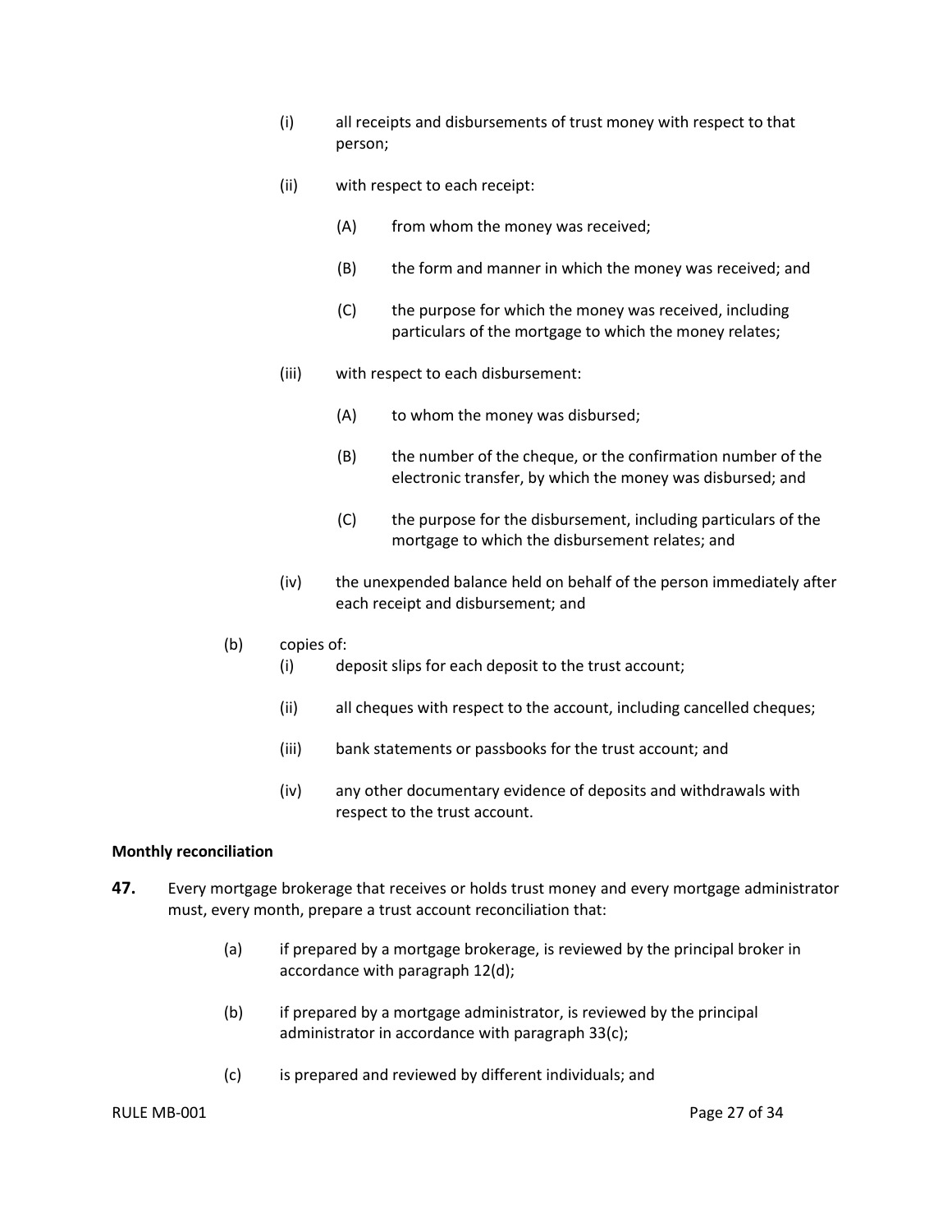(i) all receipts and disbursements of trust money with respect to that person;

(ii) with respect to each receipt:

(A) from whom the money was received;

(B) the form and manner in which the money was received; and

(C) the purpose for which the money was received, including particulars of the mortgage to which the money relates;

(iii) with respect to each disbursement:

(A) to whom the money was disbursed;

(B) the number of the cheque, or the confirmation number of the electronic transfer, by which the money was disbursed; and

(C) the purpose for the disbursement, including particulars of the mortgage to which the disbursement relates; and

(iv) the unexpended balance held on behalf of the person immediately after each receipt and disbursement; and

(b) copies of:

(i) deposit slips for each deposit to the trust account;

(ii) all cheques with respect to the account, including cancelled cheques;

(iii) bank statements or passbooks for the trust account; and

(iv) any other documentary evidence of deposits and withdrawals with respect to the trust account.

**Monthly reconciliation**

**47.** Every mortgage brokerage that receives or holds trust money and every mortgage administrator must, every month, prepare a trust account reconciliation that:

(a) if prepared by a mortgage brokerage, is reviewed by the principal broker in accordance with paragraph 12(d);

(b) if prepared by a mortgage administrator, is reviewed by the principal administrator in accordance with paragraph 33(c);

(c) is prepared and reviewed by different individuals; and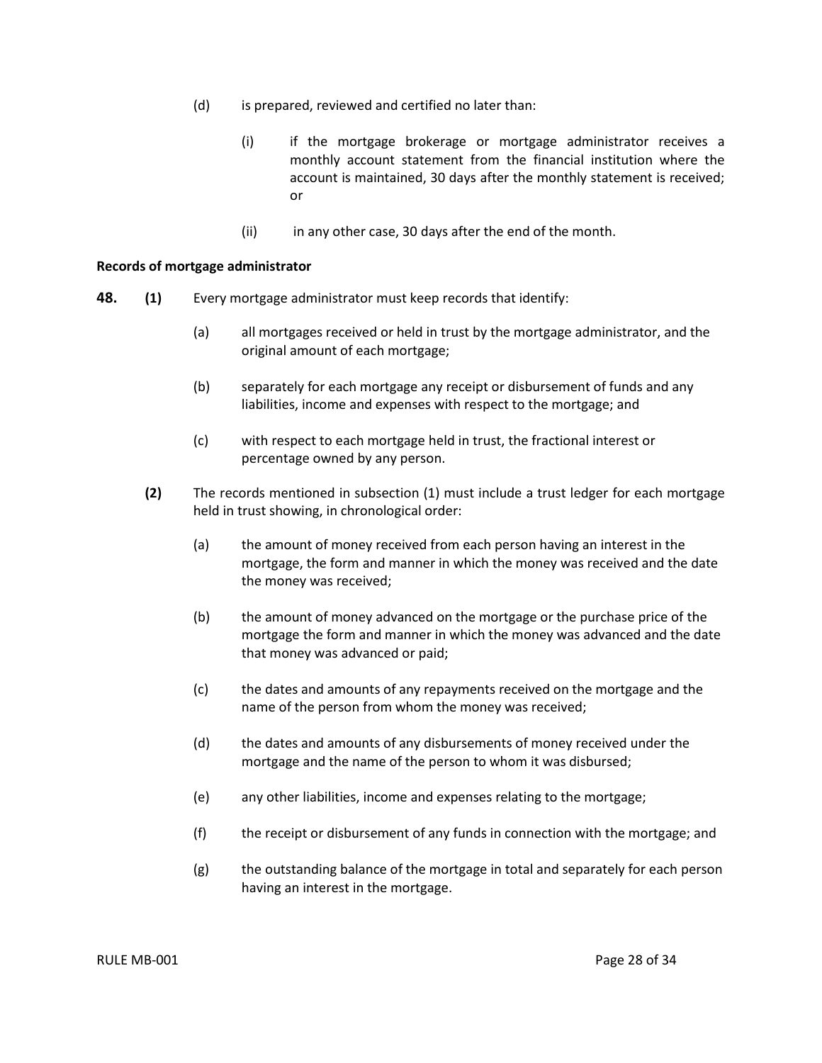(d) is prepared, reviewed and certified no later than:

(i) if the mortgage brokerage or mortgage administrator receives a monthly account statement from the financial institution where the account is maintained, 30 days after the monthly statement is received; or

(ii) in any other case, 30 days after the end of the month.

**Records of mortgage administrator**

**48.** **(1)** Every mortgage administrator must keep records that identify:

(a) all mortgages received or held in trust by the mortgage administrator, and the original amount of each mortgage;

(b) separately for each mortgage any receipt or disbursement of funds and any liabilities, income and expenses with respect to the mortgage; and

(c) with respect to each mortgage held in trust, the fractional interest or percentage owned by any person.

**(2)** The records mentioned in subsection (1) must include a trust ledger for each mortgage held in trust showing, in chronological order:

(a) the amount of money received from each person having an interest in the mortgage, the form and manner in which the money was received and the date the money was received;

(b) the amount of money advanced on the mortgage or the purchase price of the mortgage the form and manner in which the money was advanced and the date that money was advanced or paid;

(c) the dates and amounts of any repayments received on the mortgage and the name of the person from whom the money was received;

(d) the dates and amounts of any disbursements of money received under the mortgage and the name of the person to whom it was disbursed;

(e) any other liabilities, income and expenses relating to the mortgage;

(f) the receipt or disbursement of any funds in connection with the mortgage; and

(g) the outstanding balance of the mortgage in total and separately for each person having an interest in the mortgage.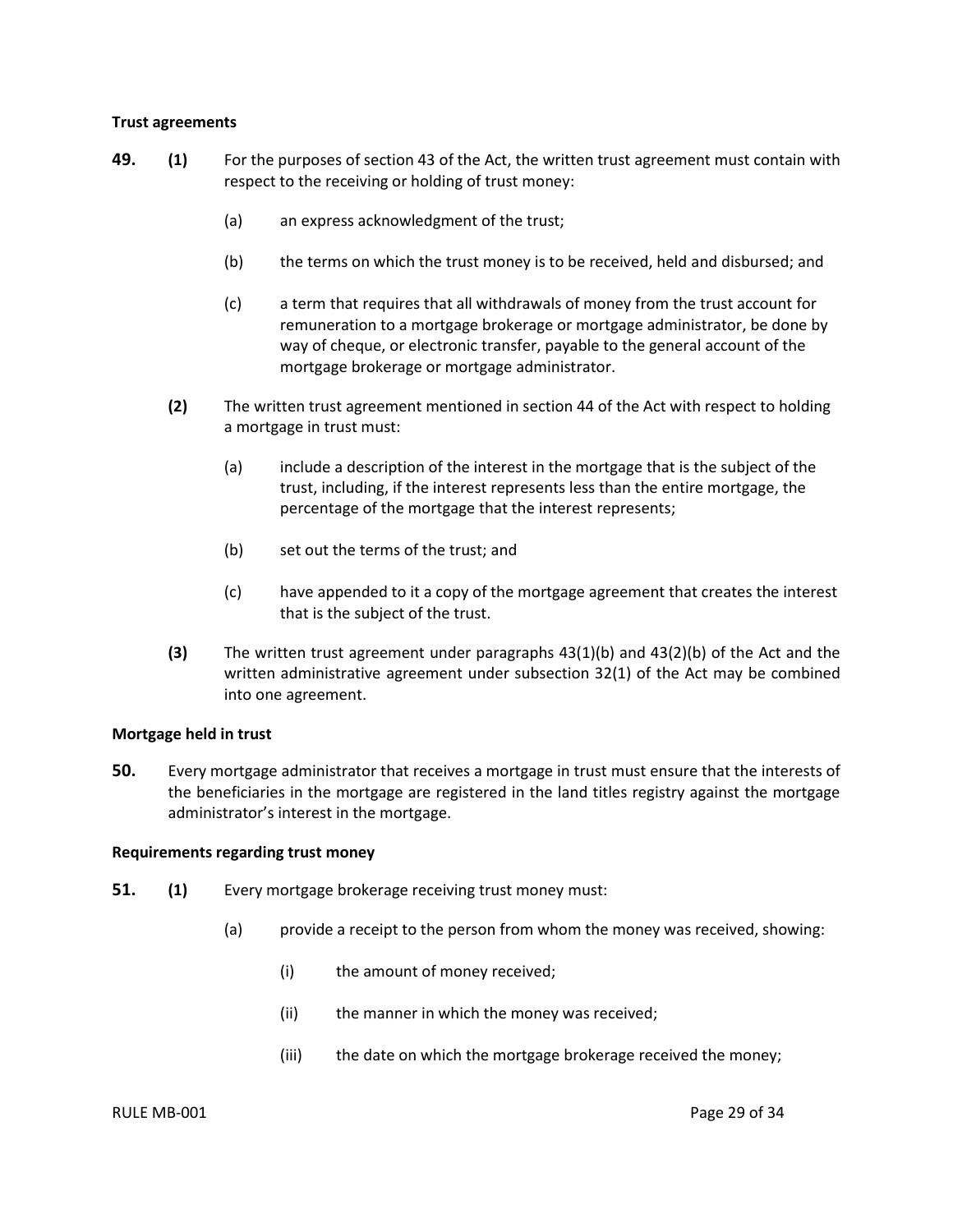**Trust agreements**

**49.** **(1)** For the purposes of section 43 of the Act, the written trust agreement must contain with respect to the receiving or holding of trust money:

(a) an express acknowledgment of the trust;

(b) the terms on which the trust money is to be received, held and disbursed; and

(c) a term that requires that all withdrawals of money from the trust account for remuneration to a mortgage brokerage or mortgage administrator, be done by way of cheque, or electronic transfer, payable to the general account of the mortgage brokerage or mortgage administrator.

**(2)** The written trust agreement mentioned in section 44 of the Act with respect to holding a mortgage in trust must:

(a) include a description of the interest in the mortgage that is the subject of the trust, including, if the interest represents less than the entire mortgage, the percentage of the mortgage that the interest represents;

(b) set out the terms of the trust; and

(c) have appended to it a copy of the mortgage agreement that creates the interest that is the subject of the trust.

**(3)** The written trust agreement under paragraphs 43(1)(b) and 43(2)(b) of the Act and the written administrative agreement under subsection 32(1) of the Act may be combined into one agreement.

**Mortgage held in trust**

**50.** Every mortgage administrator that receives a mortgage in trust must ensure that the interests of the beneficiaries in the mortgage are registered in the land titles registry against the mortgage administrator's interest in the mortgage.

**Requirements regarding trust money**

**51.** **(1)** Every mortgage brokerage receiving trust money must:

(a) provide a receipt to the person from whom the money was received, showing:

(i) the amount of money received;

(ii) the manner in which the money was received;

(iii) the date on which the mortgage brokerage received the money;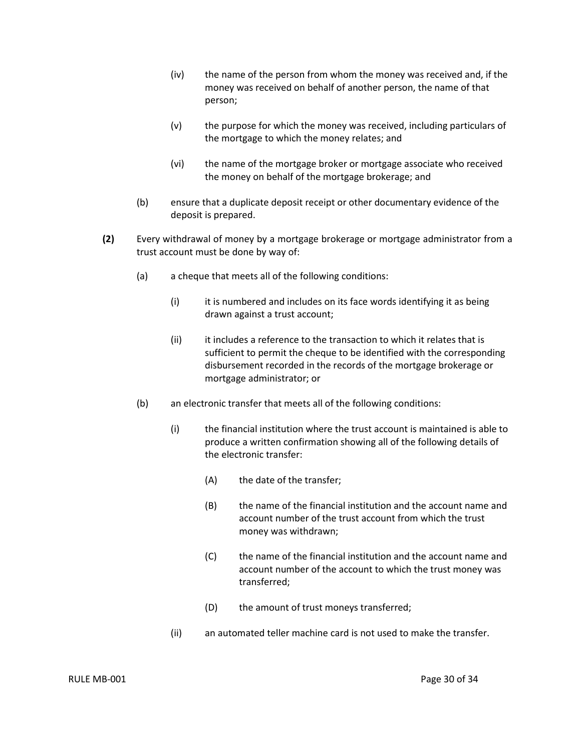(iv) the name of the person from whom the money was received and, if the money was received on behalf of another person, the name of that person;

(v) the purpose for which the money was received, including particulars of the mortgage to which the money relates; and

(vi) the name of the mortgage broker or mortgage associate who received the money on behalf of the mortgage brokerage; and

(b) ensure that a duplicate deposit receipt or other documentary evidence of the deposit is prepared.

**(2)** Every withdrawal of money by a mortgage brokerage or mortgage administrator from a trust account must be done by way of:

(a) a cheque that meets all of the following conditions:

(i) it is numbered and includes on its face words identifying it as being drawn against a trust account;

(ii) it includes a reference to the transaction to which it relates that is sufficient to permit the cheque to be identified with the corresponding disbursement recorded in the records of the mortgage brokerage or mortgage administrator; or

(b) an electronic transfer that meets all of the following conditions:

(i) the financial institution where the trust account is maintained is able to produce a written confirmation showing all of the following details of the electronic transfer:

(A) the date of the transfer;

(B) the name of the financial institution and the account name and account number of the trust account from which the trust money was withdrawn;

(C) the name of the financial institution and the account name and account number of the account to which the trust money was transferred;

(D) the amount of trust moneys transferred;

(ii) an automated teller machine card is not used to make the transfer.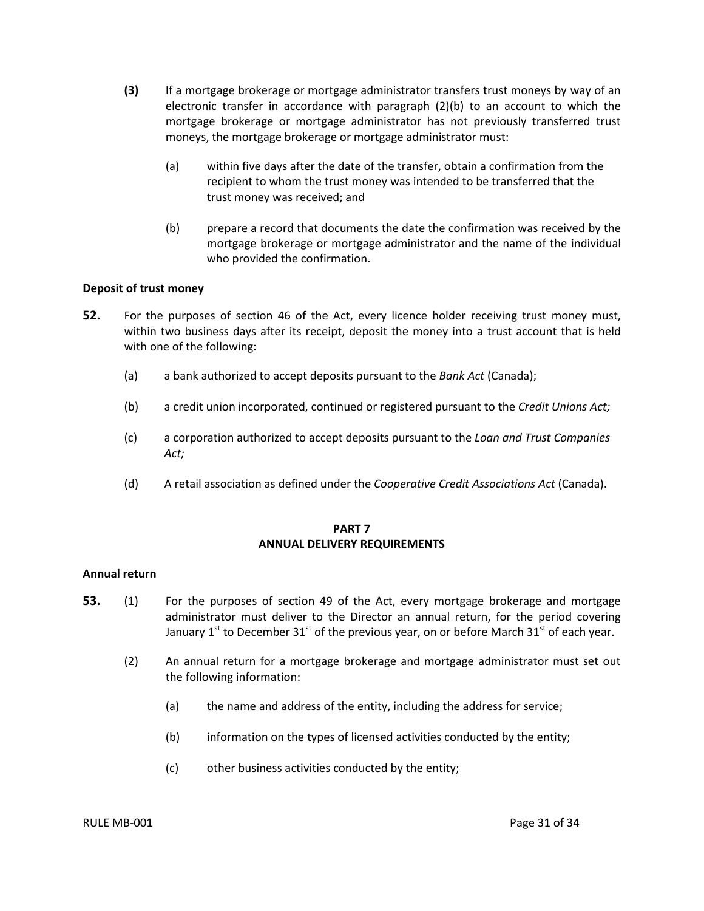**(3)** If a mortgage brokerage or mortgage administrator transfers trust moneys by way of an electronic transfer in accordance with paragraph (2)(b) to an account to which the mortgage brokerage or mortgage administrator has not previously transferred trust moneys, the mortgage brokerage or mortgage administrator must:

(a) within five days after the date of the transfer, obtain a confirmation from the recipient to whom the trust money was intended to be transferred that the trust money was received; and

(b) prepare a record that documents the date the confirmation was received by the mortgage brokerage or mortgage administrator and the name of the individual who provided the confirmation.

**Deposit of trust money**

**52.** For the purposes of section 46 of the Act, every licence holder receiving trust money must, within two business days after its receipt, deposit the money into a trust account that is held with one of the following:

(a) a bank authorized to accept deposits pursuant to the *Bank Act* (Canada);

(b) a credit union incorporated, continued or registered pursuant to the *Credit Unions Act;*

(c) a corporation authorized to accept deposits pursuant to the *Loan and Trust Companies Act;*

(d) A retail association as defined under the *Cooperative Credit Associations Act* (Canada).

## PART 7
## ANNUAL DELIVERY REQUIREMENTS

**Annual return**

**53.** (1) For the purposes of section 49 of the Act, every mortgage brokerage and mortgage administrator must deliver to the Director an annual return, for the period covering January 1st to December 31st of the previous year, on or before March 31st of each year.

(2) An annual return for a mortgage brokerage and mortgage administrator must set out the following information:

(a) the name and address of the entity, including the address for service;

(b) information on the types of licensed activities conducted by the entity;

(c) other business activities conducted by the entity;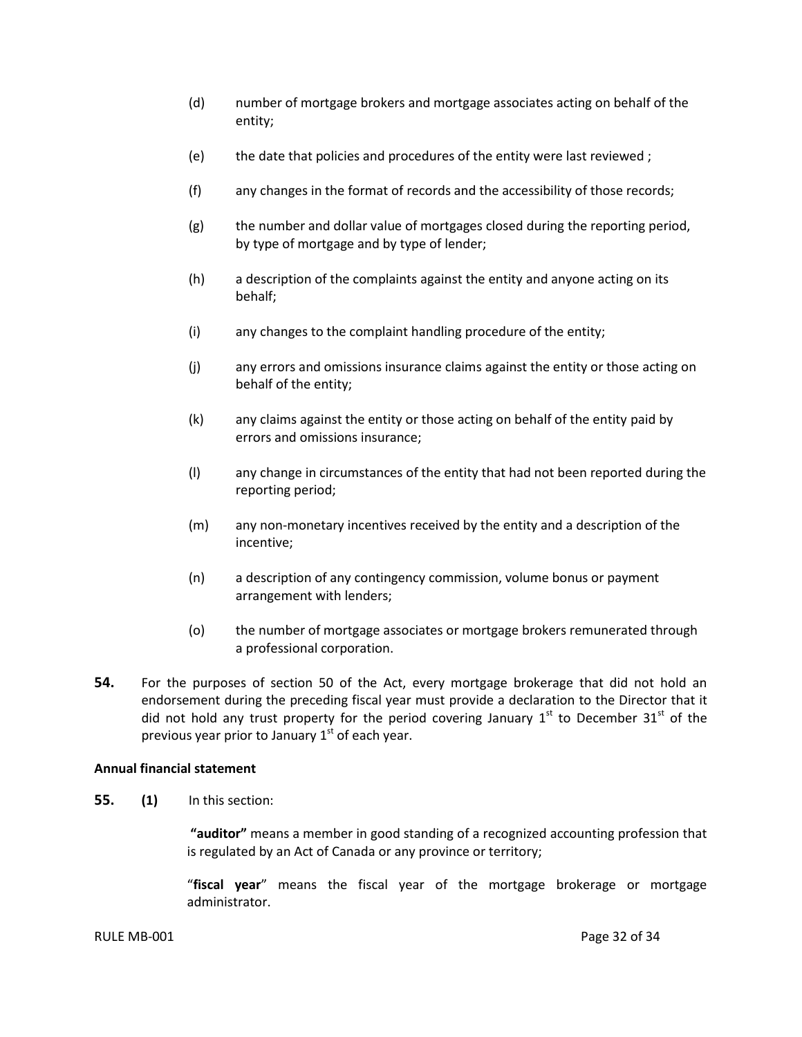(d) number of mortgage brokers and mortgage associates acting on behalf of the entity;

(e) the date that policies and procedures of the entity were last reviewed ;

(f) any changes in the format of records and the accessibility of those records;

(g) the number and dollar value of mortgages closed during the reporting period, by type of mortgage and by type of lender;

(h) a description of the complaints against the entity and anyone acting on its behalf;

(i) any changes to the complaint handling procedure of the entity;

(j) any errors and omissions insurance claims against the entity or those acting on behalf of the entity;

(k) any claims against the entity or those acting on behalf of the entity paid by errors and omissions insurance;

(l) any change in circumstances of the entity that had not been reported during the reporting period;

(m) any non-monetary incentives received by the entity and a description of the incentive;

(n) a description of any contingency commission, volume bonus or payment arrangement with lenders;

(o) the number of mortgage associates or mortgage brokers remunerated through a professional corporation.

**54.** For the purposes of section 50 of the Act, every mortgage brokerage that did not hold an endorsement during the preceding fiscal year must provide a declaration to the Director that it did not hold any trust property for the period covering January 1st to December 31st of the previous year prior to January 1st of each year.

**Annual financial statement**

**55.** **(1)** In this section:

**"auditor"** means a member in good standing of a recognized accounting profession that is regulated by an Act of Canada or any province or territory;

"**fiscal year**" means the fiscal year of the mortgage brokerage or mortgage administrator.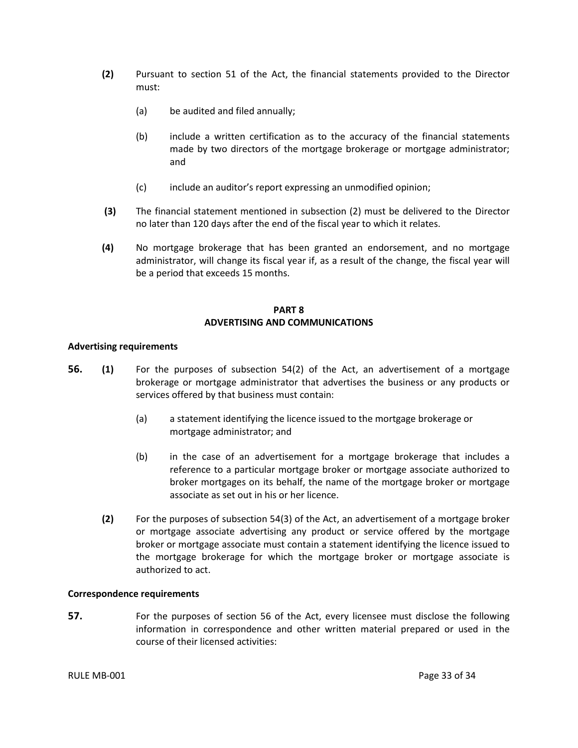**(2)** Pursuant to section 51 of the Act, the financial statements provided to the Director must:

(a) be audited and filed annually;

(b) include a written certification as to the accuracy of the financial statements made by two directors of the mortgage brokerage or mortgage administrator; and

(c) include an auditor's report expressing an unmodified opinion;

**(3)** The financial statement mentioned in subsection (2) must be delivered to the Director no later than 120 days after the end of the fiscal year to which it relates.

**(4)** No mortgage brokerage that has been granted an endorsement, and no mortgage administrator, will change its fiscal year if, as a result of the change, the fiscal year will be a period that exceeds 15 months.

## PART 8
## ADVERTISING AND COMMUNICATIONS

**Advertising requirements**

**56.** **(1)** For the purposes of subsection 54(2) of the Act, an advertisement of a mortgage brokerage or mortgage administrator that advertises the business or any products or services offered by that business must contain:

(a) a statement identifying the licence issued to the mortgage brokerage or mortgage administrator; and

(b) in the case of an advertisement for a mortgage brokerage that includes a reference to a particular mortgage broker or mortgage associate authorized to broker mortgages on its behalf, the name of the mortgage broker or mortgage associate as set out in his or her licence.

**(2)** For the purposes of subsection 54(3) of the Act, an advertisement of a mortgage broker or mortgage associate advertising any product or service offered by the mortgage broker or mortgage associate must contain a statement identifying the licence issued to the mortgage brokerage for which the mortgage broker or mortgage associate is authorized to act.

**Correspondence requirements**

**57.** For the purposes of section 56 of the Act, every licensee must disclose the following information in correspondence and other written material prepared or used in the course of their licensed activities: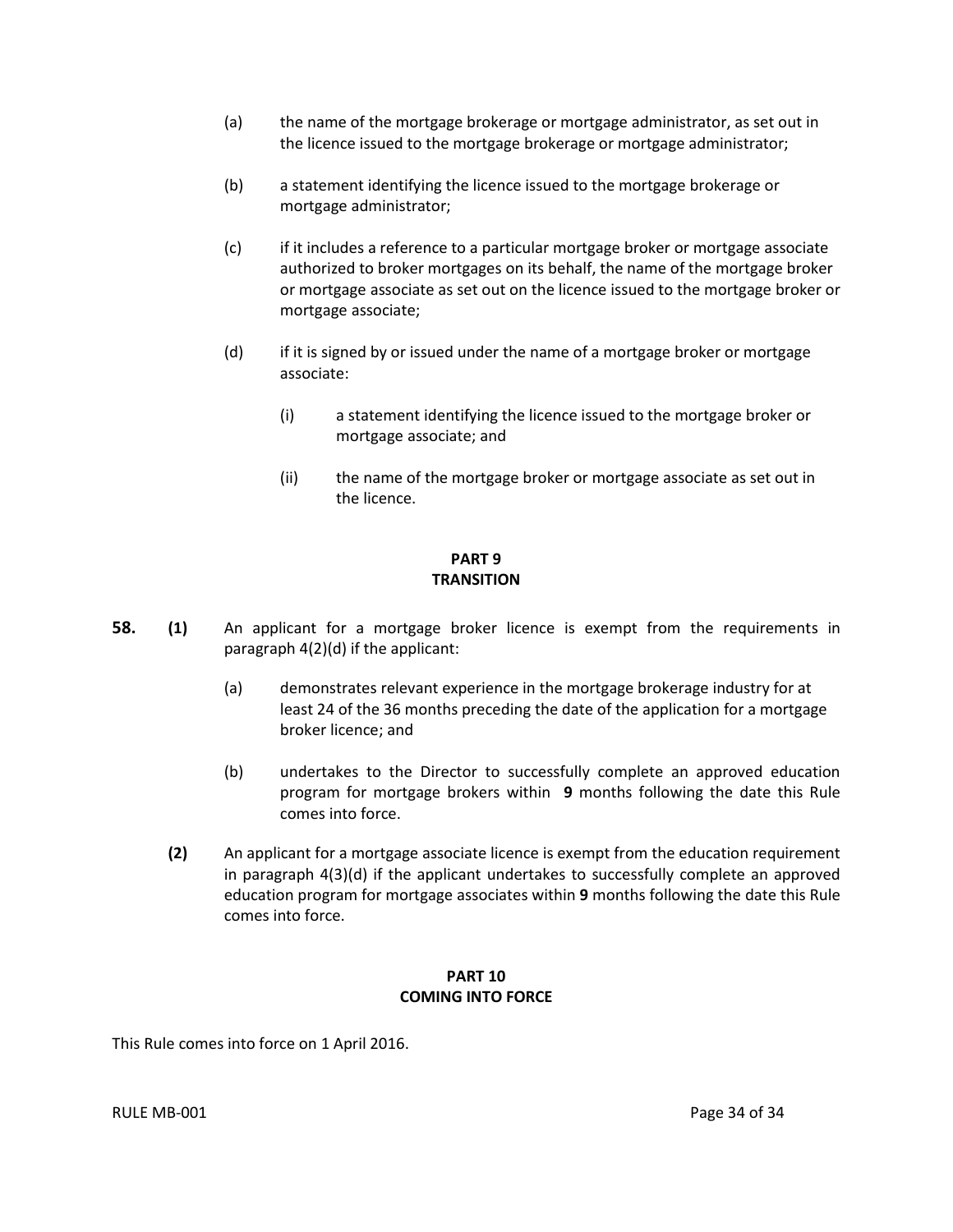(a) the name of the mortgage brokerage or mortgage administrator, as set out in the licence issued to the mortgage brokerage or mortgage administrator;

(b) a statement identifying the licence issued to the mortgage brokerage or mortgage administrator;

(c) if it includes a reference to a particular mortgage broker or mortgage associate authorized to broker mortgages on its behalf, the name of the mortgage broker or mortgage associate as set out on the licence issued to the mortgage broker or mortgage associate;

(d) if it is signed by or issued under the name of a mortgage broker or mortgage associate:

(i) a statement identifying the licence issued to the mortgage broker or mortgage associate; and

(ii) the name of the mortgage broker or mortgage associate as set out in the licence.

## PART 9
## TRANSITION

**58.** **(1)** An applicant for a mortgage broker licence is exempt from the requirements in paragraph 4(2)(d) if the applicant:

(a) demonstrates relevant experience in the mortgage brokerage industry for at least 24 of the 36 months preceding the date of the application for a mortgage broker licence; and

(b) undertakes to the Director to successfully complete an approved education program for mortgage brokers within **9** months following the date this Rule comes into force.

**(2)** An applicant for a mortgage associate licence is exempt from the education requirement in paragraph 4(3)(d) if the applicant undertakes to successfully complete an approved education program for mortgage associates within **9** months following the date this Rule comes into force.

## PART 10
## COMING INTO FORCE

This Rule comes into force on 1 April 2016.